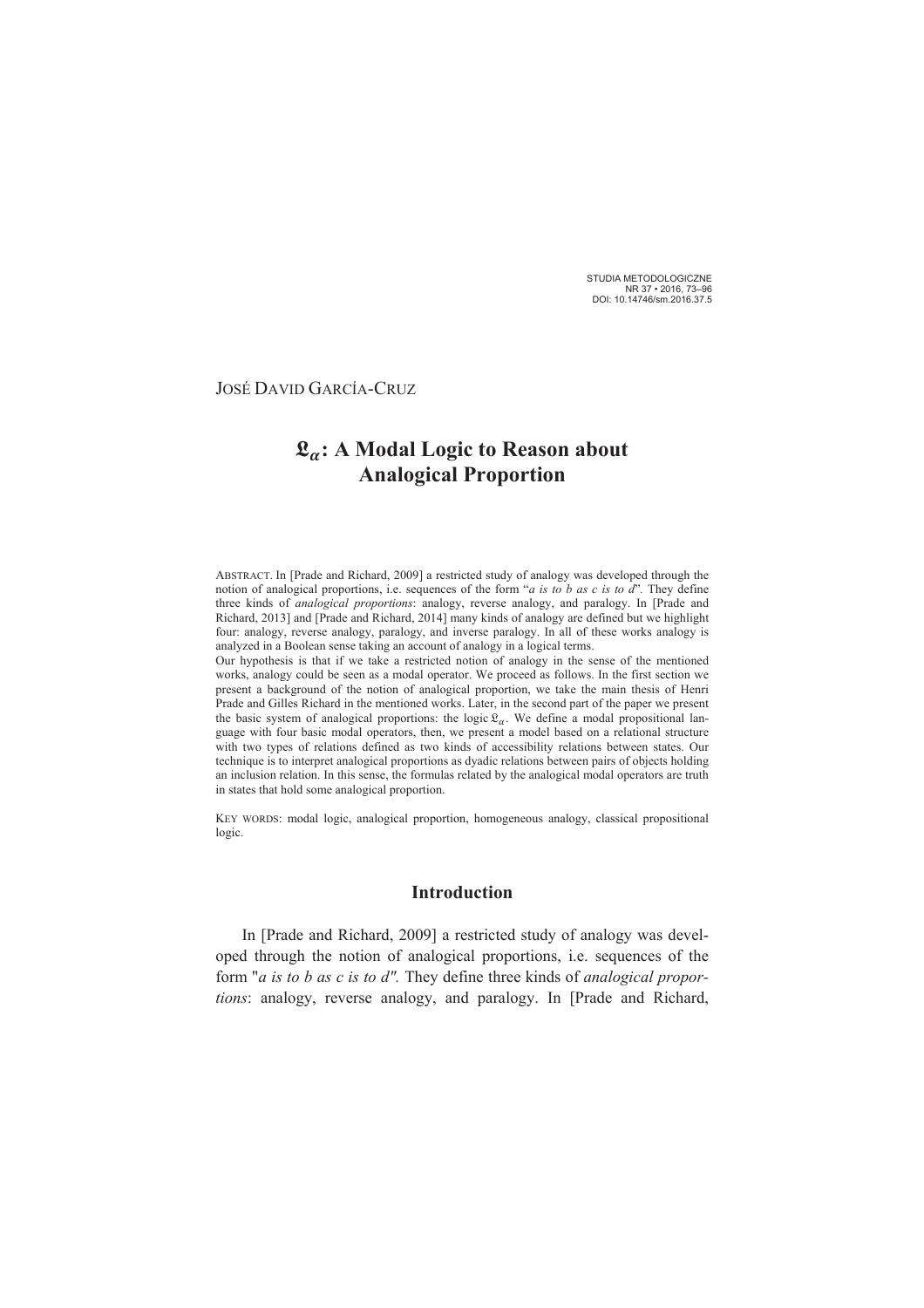JOSÉ DAVID GARCÍA-CRUZ

# $\mathfrak{L}_\alpha$: A Modal Logic to Reason about Analogical Proportion

ABSTRACT. In [Prade and Richard, 2009] a restricted study of analogy was developed through the notion of analogical proportions, i.e. sequences of the form "*a is to b as c is to d*". They define three kinds of *analogical proportions*: analogy, reverse analogy, and paralogy. In [Prade and Richard, 2013] and [Prade and Richard, 2014] many kinds of analogy are defined but we highlight four: analogy, reverse analogy, paralogy, and inverse paralogy. In all of these works analogy is analyzed in a Boolean sense taking an account of analogy in a logical terms.

Our hypothesis is that if we take a restricted notion of analogy in the sense of the mentioned works, analogy could be seen as a modal operator. We proceed as follows. In the first section we present a background of the notion of analogical proportion, we take the main thesis of Henri Prade and Gilles Richard in the mentioned works. Later, in the second part of the paper we present the basic system of analogical proportions: the logic $\mathfrak{L}_\alpha$. We define a modal propositional language with four basic modal operators, then, we present a model based on a relational structure with two types of relations defined as two kinds of accessibility relations between states. Our technique is to interpret analogical proportions as dyadic relations between pairs of objects holding an inclusion relation. In this sense, the formulas related by the analogical modal operators are truth in states that hold some analogical proportion.

KEY WORDS: modal logic, analogical proportion, homogeneous analogy, classical propositional logic.

## Introduction

In [Prade and Richard, 2009] a restricted study of analogy was developed through the notion of analogical proportions, i.e. sequences of the form "*a is to b as c is to d".* They define three kinds of *analogical proportions*: analogy, reverse analogy, and paralogy. In [Prade and Richard,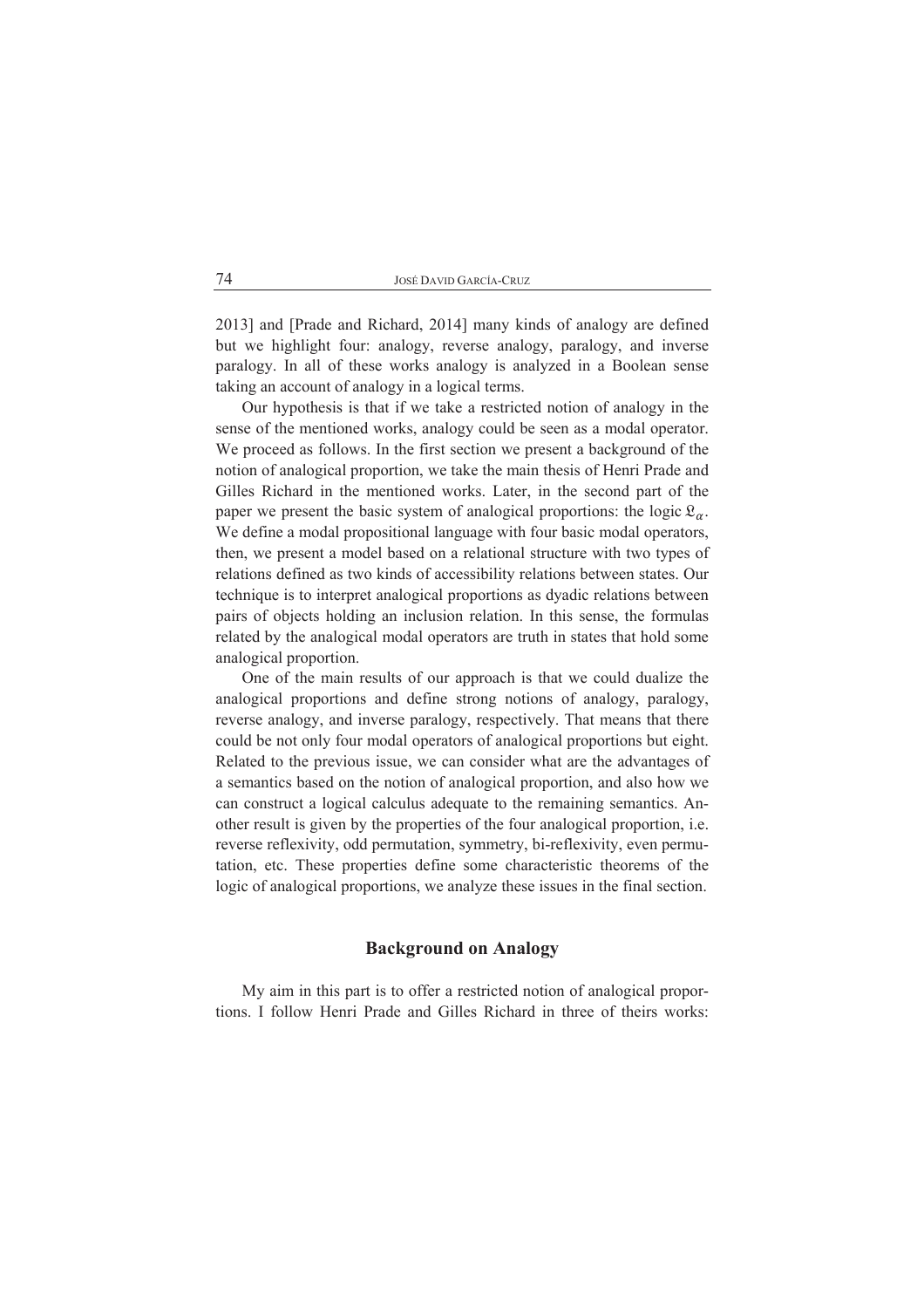2013] and [Prade and Richard, 2014] many kinds of analogy are defined but we highlight four: analogy, reverse analogy, paralogy, and inverse paralogy. In all of these works analogy is analyzed in a Boolean sense taking an account of analogy in a logical terms.

Our hypothesis is that if we take a restricted notion of analogy in the sense of the mentioned works, analogy could be seen as a modal operator. We proceed as follows. In the first section we present a background of the notion of analogical proportion, we take the main thesis of Henri Prade and Gilles Richard in the mentioned works. Later, in the second part of the paper we present the basic system of analogical proportions: the logic $\mathfrak{L}_\alpha$. We define a modal propositional language with four basic modal operators, then, we present a model based on a relational structure with two types of relations defined as two kinds of accessibility relations between states. Our technique is to interpret analogical proportions as dyadic relations between pairs of objects holding an inclusion relation. In this sense, the formulas related by the analogical modal operators are truth in states that hold some analogical proportion.

One of the main results of our approach is that we could dualize the analogical proportions and define strong notions of analogy, paralogy, reverse analogy, and inverse paralogy, respectively. That means that there could be not only four modal operators of analogical proportions but eight. Related to the previous issue, we can consider what are the advantages of a semantics based on the notion of analogical proportion, and also how we can construct a logical calculus adequate to the remaining semantics. Another result is given by the properties of the four analogical proportion, i.e. reverse reflexivity, odd permutation, symmetry, bi-reflexivity, even permutation, etc. These properties define some characteristic theorems of the logic of analogical proportions, we analyze these issues in the final section.

## Background on Analogy

My aim in this part is to offer a restricted notion of analogical proportions. I follow Henri Prade and Gilles Richard in three of theirs works: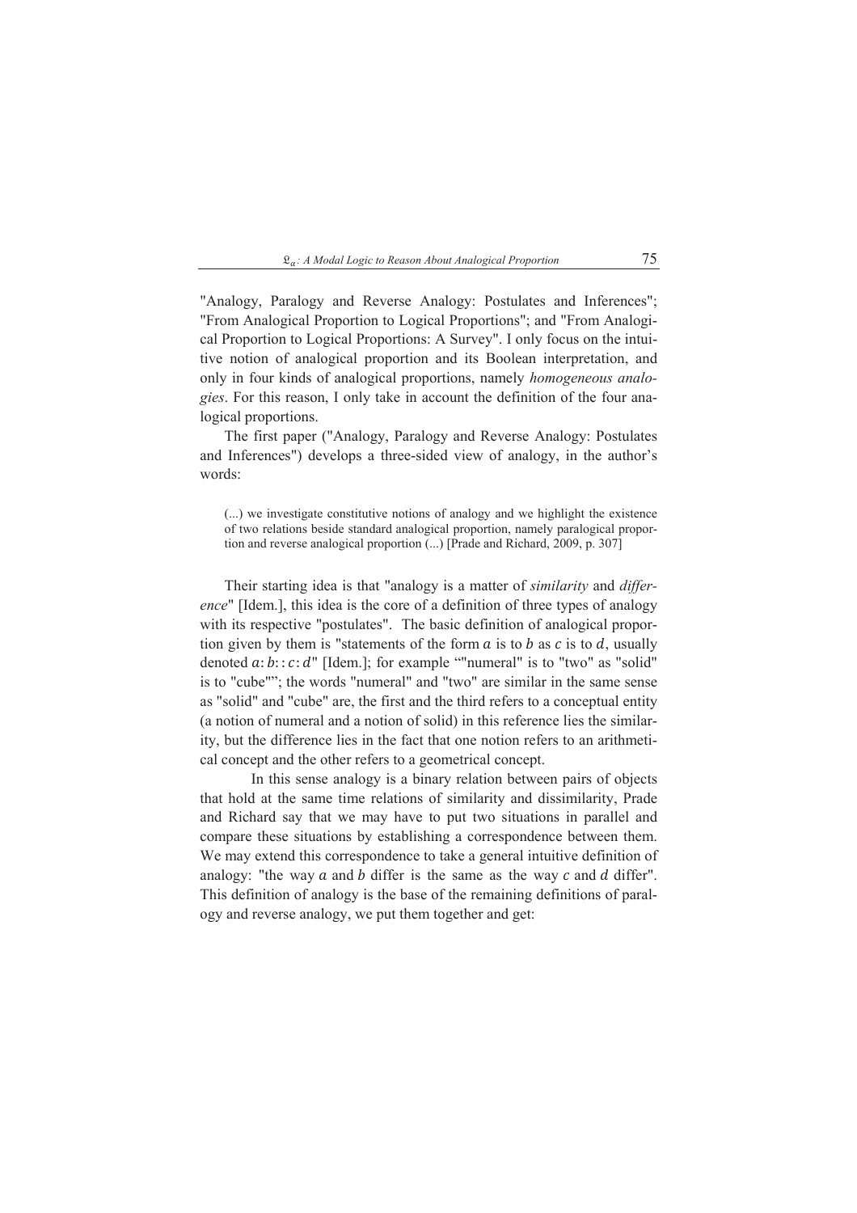"Analogy, Paralogy and Reverse Analogy: Postulates and Inferences"; "From Analogical Proportion to Logical Proportions"; and "From Analogical Proportion to Logical Proportions: A Survey". I only focus on the intuitive notion of analogical proportion and its Boolean interpretation, and only in four kinds of analogical proportions, namely *homogeneous analogies*. For this reason, I only take in account the definition of the four analogical proportions.

The first paper ("Analogy, Paralogy and Reverse Analogy: Postulates and Inferences") develops a three-sided view of analogy, in the author's words:

> (...) we investigate constitutive notions of analogy and we highlight the existence of two relations beside standard analogical proportion, namely paralogical proportion and reverse analogical proportion (...) [Prade and Richard, 2009, p. 307]

Their starting idea is that "analogy is a matter of *similarity* and *difference*" [Idem.], this idea is the core of a definition of three types of analogy with its respective "postulates". The basic definition of analogical proportion given by them is "statements of the form $a$ is to $b$ as $c$ is to $d$, usually denoted $a\!:\!b\!::\!c\!:\!d$" [Idem.]; for example ""numeral" is to "two" as "solid" is to "cube""; the words "numeral" and "two" are similar in the same sense as "solid" and "cube" are, the first and the third refers to a conceptual entity (a notion of numeral and a notion of solid) in this reference lies the similarity, but the difference lies in the fact that one notion refers to an arithmetical concept and the other refers to a geometrical concept.

In this sense analogy is a binary relation between pairs of objects that hold at the same time relations of similarity and dissimilarity, Prade and Richard say that we may have to put two situations in parallel and compare these situations by establishing a correspondence between them. We may extend this correspondence to take a general intuitive definition of analogy: "the way $a$ and $b$ differ is the same as the way $c$ and $d$ differ". This definition of analogy is the base of the remaining definitions of paralogy and reverse analogy, we put them together and get: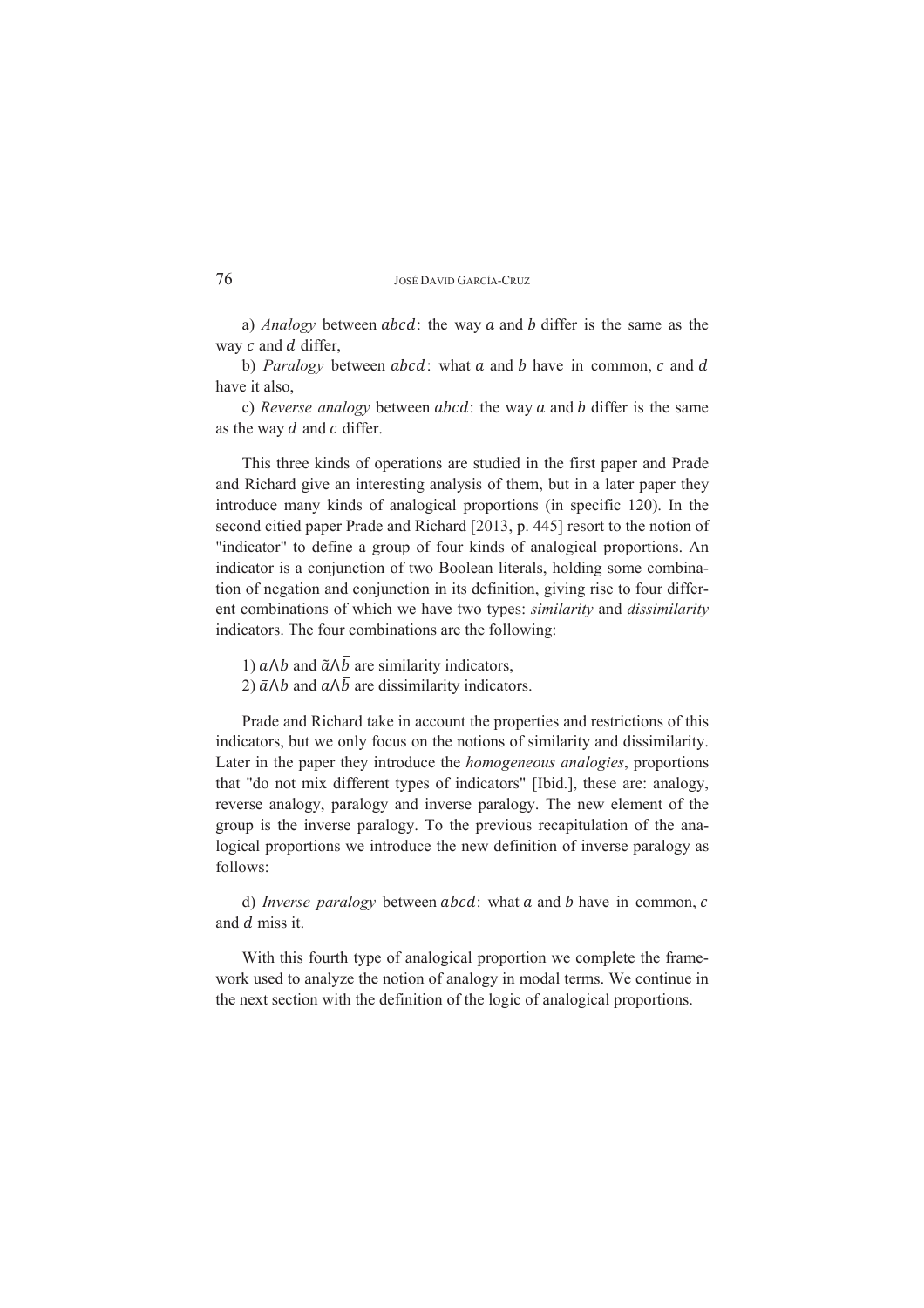a) *Analogy* between $abcd$: the way $a$ and $b$ differ is the same as the way $c$ and $d$ differ,

b) *Paralogy* between $abcd$: what $a$ and $b$ have in common, $c$ and $d$ have it also,

c) *Reverse analogy* between $abcd$: the way $a$ and $b$ differ is the same as the way $d$ and $c$ differ.

This three kinds of operations are studied in the first paper and Prade and Richard give an interesting analysis of them, but in a later paper they introduce many kinds of analogical proportions (in specific 120). In the second citied paper Prade and Richard [2013, p. 445] resort to the notion of "indicator" to define a group of four kinds of analogical proportions. An indicator is a conjunction of two Boolean literals, holding some combination of negation and conjunction in its definition, giving rise to four different combinations of which we have two types: *similarity* and *dissimilarity* indicators. The four combinations are the following:

1) $a \wedge b$ and $\tilde{a} \wedge \bar{b}$ are similarity indicators,
2) $\bar{a} \wedge b$ and $a \wedge \bar{b}$ are dissimilarity indicators.

Prade and Richard take in account the properties and restrictions of this indicators, but we only focus on the notions of similarity and dissimilarity. Later in the paper they introduce the *homogeneous analogies*, proportions that "do not mix different types of indicators" [Ibid.], these are: analogy, reverse analogy, paralogy and inverse paralogy. The new element of the group is the inverse paralogy. To the previous recapitulation of the analogical proportions we introduce the new definition of inverse paralogy as follows:

d) *Inverse paralogy* between $abcd$: what $a$ and $b$ have in common, $c$ and $d$ miss it.

With this fourth type of analogical proportion we complete the framework used to analyze the notion of analogy in modal terms. We continue in the next section with the definition of the logic of analogical proportions.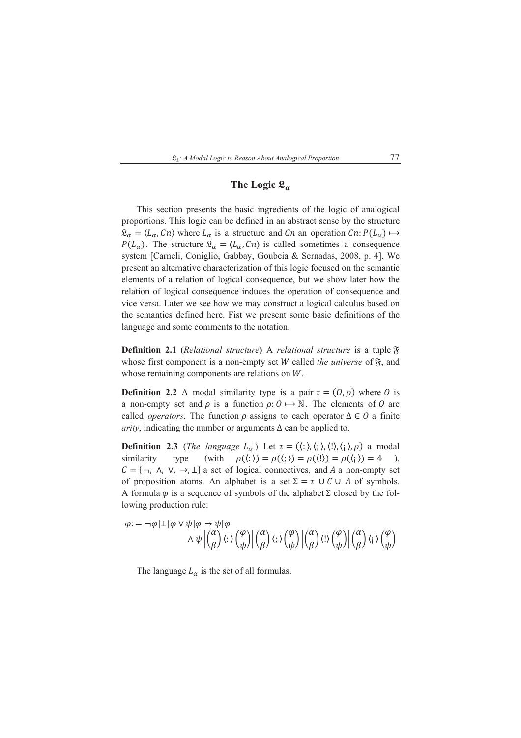## The Logic $\mathfrak{L}_\alpha$

This section presents the basic ingredients of the logic of analogical proportions. This logic can be defined in an abstract sense by the structure $\mathfrak{L}_\alpha = \langle L_\alpha, Cn \rangle$ where $L_\alpha$ is a structure and $Cn$ an operation $Cn: P(L_\alpha) \mapsto P(L_\alpha)$. The structure $\mathfrak{L}_\alpha = \langle L_\alpha, Cn \rangle$ is called sometimes a consequence system [Carneli, Coniglio, Gabbay, Goubeia & Sernadas, 2008, p. 4]. We present an alternative characterization of this logic focused on the semantic elements of a relation of logical consequence, but we show later how the relation of logical consequence induces the operation of consequence and vice versa. Later we see how we may construct a logical calculus based on the semantics defined here. Fist we present some basic definitions of the language and some comments to the notation.

**Definition 2.1** (*Relational structure*) A *relational structure* is a tuple $\mathfrak{F}$ whose first component is a non-empty set $W$ called *the universe* of $\mathfrak{F}$, and whose remaining components are relations on $W$.

**Definition 2.2** A modal similarity type is a pair $\tau = (O, \rho)$ where $O$ is a non-empty set and $\rho$ is a function $\rho: O \mapsto \mathbb{N}$. The elements of $O$ are called *operators*. The function $\rho$ assigns to each operator $\Delta \in O$ a finite *arity*, indicating the number or arguments $\Delta$ can be applied to.

**Definition 2.3** (*The language $L_\alpha$*) Let $\tau = (\langle : \rangle, \langle ; \rangle, \langle ! \rangle, \langle ¡ \rangle, \rho)$ a modal similarity type (with $\rho(\langle : \rangle) = \rho(\langle ; \rangle) = \rho(\langle ! \rangle) = \rho(\langle ¡ \rangle) = 4$ ), $C = \{\neg, \wedge, \vee, \rightarrow, \bot\}$ a set of logical connectives, and $A$ a non-empty set of proposition atoms. An alphabet is a set $\Sigma = \tau \cup C \cup A$ of symbols. A formula $\varphi$ is a sequence of symbols of the alphabet $\Sigma$ closed by the following production rule:

$$\varphi := \neg\varphi | \bot | \varphi \vee \psi | \varphi \rightarrow \psi | \varphi \wedge \psi \left| \binom{\alpha}{\beta} \langle : \rangle \binom{\varphi}{\psi} \right| \binom{\alpha}{\beta} \langle ; \rangle \binom{\varphi}{\psi} \left| \binom{\alpha}{\beta} \langle ! \rangle \binom{\varphi}{\psi} \right| \binom{\alpha}{\beta} \langle ¡ \rangle \binom{\varphi}{\psi}$$

The language $L_\alpha$ is the set of all formulas.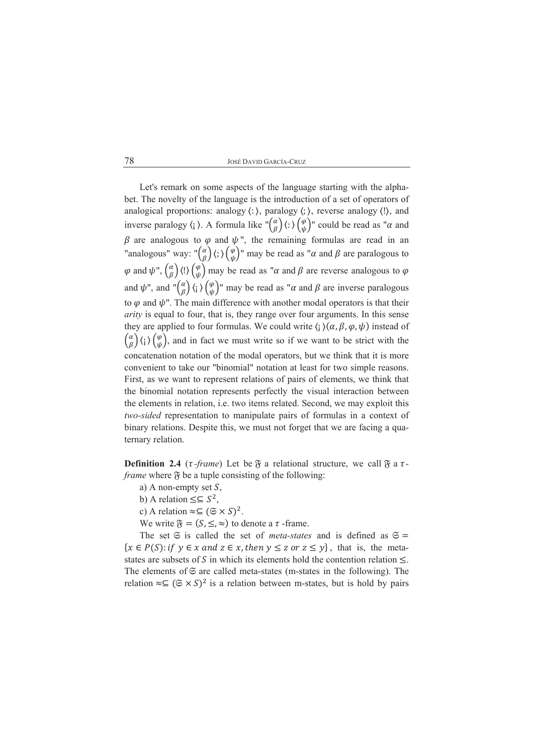Let's remark on some aspects of the language starting with the alphabet. The novelty of the language is the introduction of a set of operators of analogical proportions: analogy $\langle : \rangle$, paralogy $\langle ; \rangle$, reverse analogy $\langle ! \rangle$, and inverse paralogy $\langle ¡ \rangle$. A formula like "$\binom{\alpha}{\beta}\langle : \rangle\binom{\varphi}{\psi}$" could be read as "$\alpha$ and $\beta$ are analogous to $\varphi$ and $\psi$", the remaining formulas are read in an "analogous" way: "$\binom{\alpha}{\beta}\langle ; \rangle\binom{\varphi}{\psi}$" may be read as "$\alpha$ and $\beta$ are paralogous to $\varphi$ and $\psi$", $\binom{\alpha}{\beta}\langle ! \rangle\binom{\varphi}{\psi}$ may be read as "$\alpha$ and $\beta$ are reverse analogous to $\varphi$ and $\psi$", and "$\binom{\alpha}{\beta}\langle ¡ \rangle\binom{\varphi}{\psi}$" may be read as "$\alpha$ and $\beta$ are inverse paralogous to $\varphi$ and $\psi$". The main difference with another modal operators is that their *arity* is equal to four, that is, they range over four arguments. In this sense they are applied to four formulas. We could write $\langle ¡ \rangle(\alpha, \beta, \varphi, \psi)$ instead of $\binom{\alpha}{\beta}\langle ¡ \rangle\binom{\varphi}{\psi}$, and in fact we must write so if we want to be strict with the concatenation notation of the modal operators, but we think that it is more convenient to take our "binomial" notation at least for two simple reasons. First, as we want to represent relations of pairs of elements, we think that the binomial notation represents perfectly the visual interaction between the elements in relation, i.e. two items related. Second, we may exploit this *two-sided* representation to manipulate pairs of formulas in a context of binary relations. Despite this, we must not forget that we are facing a quaternary relation.

**Definition 2.4** (*$\tau$-frame*) Let be $\mathfrak{F}$ a relational structure, we call $\mathfrak{F}$ a *$\tau$-frame* where $\mathfrak{F}$ be a tuple consisting of the following:

a) A non-empty set $S$,

b) A relation $\leq \subseteq S^2$,

c) A relation $\approx \subseteq (\mathfrak{S} \times S)^2$.

We write $\mathfrak{F} = (S, \leq, \approx)$ to denote a $\tau$-frame.

The set $\mathfrak{S}$ is called the set of *meta-states* and is defined as $\mathfrak{S} = \{x \in P(S)\colon if\ y \in x\ and\ z \in x, then\ y \leq z\ or\ z \leq y\}$, that is, the meta-states are subsets of $S$ in which its elements hold the contention relation $\leq$. The elements of $\mathfrak{S}$ are called meta-states (m-states in the following). The relation $\approx \subseteq (\mathfrak{S} \times S)^2$ is a relation between m-states, but is hold by pairs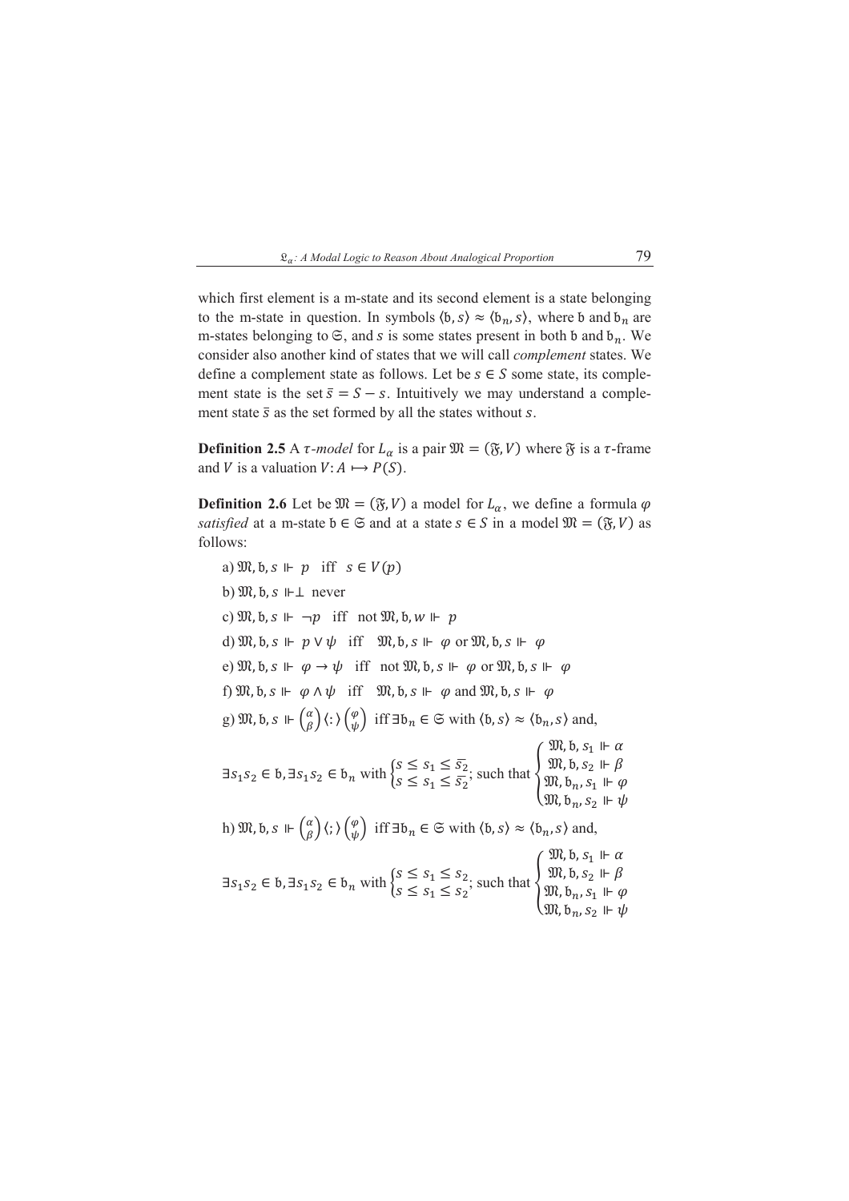which first element is a m-state and its second element is a state belonging to the m-state in question. In symbols $\langle \mathfrak{b}, s \rangle \approx \langle \mathfrak{b}_n, s \rangle$, where $\mathfrak{b}$ and $\mathfrak{b}_n$ are m-states belonging to $\mathfrak{S}$, and $s$ is some states present in both $\mathfrak{b}$ and $\mathfrak{b}_n$. We consider also another kind of states that we will call *complement* states. We define a complement state as follows. Let be $s \in S$ some state, its complement state is the set $\bar{s} = S - s$. Intuitively we may understand a complement state $\bar{s}$ as the set formed by all the states without $s$.

**Definition 2.5** A $\tau$*-model* for $L_\alpha$ is a pair $\mathfrak{M} = (\mathfrak{F}, V)$ where $\mathfrak{F}$ is a $\tau$-frame and $V$ is a valuation $V: A \mapsto P(S)$.

**Definition 2.6** Let be $\mathfrak{M} = (\mathfrak{F}, V)$ a model for $L_\alpha$, we define a formula $\varphi$ *satisfied* at a m-state $\mathfrak{b} \in \mathfrak{S}$ and at a state $s \in S$ in a model $\mathfrak{M} = (\mathfrak{F}, V)$ as follows:

a) $\mathfrak{M}, \mathfrak{b}, s \Vdash p$ iff $s \in V(p)$

b) $\mathfrak{M}, \mathfrak{b}, s \Vdash \bot$ never

c) $\mathfrak{M}, \mathfrak{b}, s \Vdash \neg p$ iff not $\mathfrak{M}, \mathfrak{b}, w \Vdash p$

d) $\mathfrak{M}, \mathfrak{b}, s \Vdash p \vee \psi$ iff $\mathfrak{M}, \mathfrak{b}, s \Vdash \varphi$ or $\mathfrak{M}, \mathfrak{b}, s \Vdash \varphi$

e) $\mathfrak{M}, \mathfrak{b}, s \Vdash \varphi \rightarrow \psi$ iff not $\mathfrak{M}, \mathfrak{b}, s \Vdash \varphi$ or $\mathfrak{M}, \mathfrak{b}, s \Vdash \varphi$

f) $\mathfrak{M}, \mathfrak{b}, s \Vdash \varphi \wedge \psi$ iff $\mathfrak{M}, \mathfrak{b}, s \Vdash \varphi$ and $\mathfrak{M}, \mathfrak{b}, s \Vdash \varphi$

g) $\mathfrak{M}, \mathfrak{b}, s \Vdash \binom{\alpha}{\beta} \langle : \rangle \binom{\varphi}{\psi}$ iff $\exists \mathfrak{b}_n \in \mathfrak{S}$ with $\langle \mathfrak{b}, s \rangle \approx \langle \mathfrak{b}_n, s \rangle$ and,

$$\exists s_1 s_2 \in \mathfrak{b}, \exists s_1 s_2 \in \mathfrak{b}_n \text{ with } \begin{cases} s \leq s_1 \leq \bar{s_2} \\ s \leq s_1 \leq \bar{s_2} \end{cases}; \text{ such that } \begin{cases} \mathfrak{M}, \mathfrak{b}, s_1 \Vdash \alpha \\ \mathfrak{M}, \mathfrak{b}, s_2 \Vdash \beta \\ \mathfrak{M}, \mathfrak{b}_n, s_1 \Vdash \varphi \\ \mathfrak{M}, \mathfrak{b}_n, s_2 \Vdash \psi \end{cases}$$

h) $\mathfrak{M}, \mathfrak{b}, s \Vdash \binom{\alpha}{\beta} \langle ; \rangle \binom{\varphi}{\psi}$ iff $\exists \mathfrak{b}_n \in \mathfrak{S}$ with $\langle \mathfrak{b}, s \rangle \approx \langle \mathfrak{b}_n, s \rangle$ and,

$$\exists s_1 s_2 \in \mathfrak{b}, \exists s_1 s_2 \in \mathfrak{b}_n \text{ with } \begin{cases} s \leq s_1 \leq s_2 \\ s \leq s_1 \leq s_2 \end{cases}; \text{ such that } \begin{cases} \mathfrak{M}, \mathfrak{b}, s_1 \Vdash \alpha \\ \mathfrak{M}, \mathfrak{b}, s_2 \Vdash \beta \\ \mathfrak{M}, \mathfrak{b}_n, s_1 \Vdash \varphi \\ \mathfrak{M}, \mathfrak{b}_n, s_2 \Vdash \psi \end{cases}$$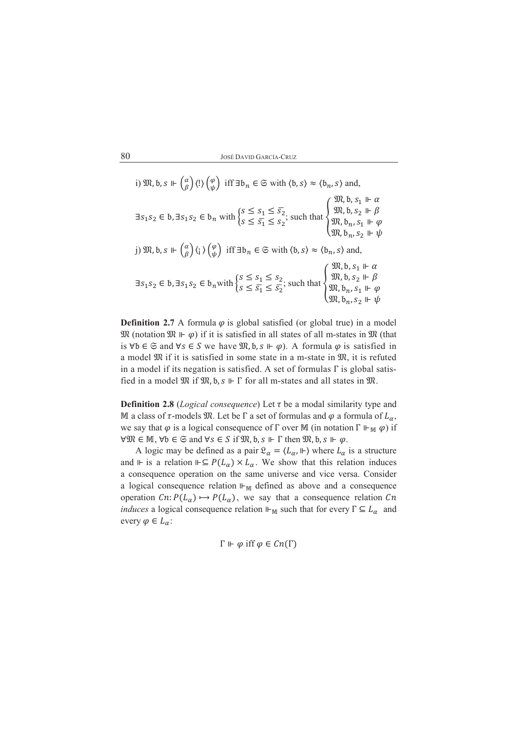i) $\mathfrak{M}, \mathfrak{b}, s \Vdash \binom{\alpha}{\beta} \langle ! \rangle \binom{\varphi}{\psi}$ iff $\exists \mathfrak{b}_n \in \mathfrak{S}$ with $\langle \mathfrak{b}, s \rangle \approx \langle \mathfrak{b}_n, s \rangle$ and,

$$\exists s_1 s_2 \in \mathfrak{b}, \exists s_1 s_2 \in \mathfrak{b}_n \text{ with } \begin{cases} s \leq s_1 \leq \overline{s_2} \\ s \leq \overline{s_1} \leq s_2 \end{cases}; \text{ such that } \begin{cases} \mathfrak{M}, \mathfrak{b}, s_1 \Vdash \alpha \\ \mathfrak{M}, \mathfrak{b}, s_2 \Vdash \beta \\ \mathfrak{M}, \mathfrak{b}_n, s_1 \Vdash \varphi \\ \mathfrak{M}, \mathfrak{b}_n, s_2 \Vdash \psi \end{cases}$$

j) $\mathfrak{M}, \mathfrak{b}, s \Vdash \binom{\alpha}{\beta} \langle ¡ \rangle \binom{\varphi}{\psi}$ iff $\exists \mathfrak{b}_n \in \mathfrak{S}$ with $\langle \mathfrak{b}, s \rangle \approx \langle \mathfrak{b}_n, s \rangle$ and,

$$\exists s_1 s_2 \in \mathfrak{b}, \exists s_1 s_2 \in \mathfrak{b}_n \text{ with } \begin{cases} s \leq s_1 \leq s_2 \\ s \leq \overline{s_1} \leq \overline{s_2} \end{cases}; \text{ such that } \begin{cases} \mathfrak{M}, \mathfrak{b}, s_1 \Vdash \alpha \\ \mathfrak{M}, \mathfrak{b}, s_2 \Vdash \beta \\ \mathfrak{M}, \mathfrak{b}_n, s_1 \Vdash \varphi \\ \mathfrak{M}, \mathfrak{b}_n, s_2 \Vdash \psi \end{cases}$$

**Definition 2.7** A formula $\varphi$ is global satisfied (or global true) in a model $\mathfrak{M}$ (notation $\mathfrak{M} \Vdash \varphi$) if it is satisfied in all states of all m-states in $\mathfrak{M}$ (that is $\forall \mathfrak{b} \in \mathfrak{S}$ and $\forall s \in S$ we have $\mathfrak{M}, \mathfrak{b}, s \Vdash \varphi$). A formula $\varphi$ is satisfied in a model $\mathfrak{M}$ if it is satisfied in some state in a m-state in $\mathfrak{M}$, it is refuted in a model if its negation is satisfied. A set of formulas $\Gamma$ is global satisfied in a model $\mathfrak{M}$ if $\mathfrak{M}, \mathfrak{b}, s \Vdash \Gamma$ for all m-states and all states in $\mathfrak{M}$.

**Definition 2.8** (*Logical consequence*) Let $\tau$ be a modal similarity type and $\mathbb{M}$ a class of $\tau$-models $\mathfrak{M}$. Let be $\Gamma$ a set of formulas and $\varphi$ a formula of $L_\alpha$, we say that $\varphi$ is a logical consequence of $\Gamma$ over $\mathbb{M}$ (in notation $\Gamma \Vdash_{\mathbb{M}} \varphi$) if $\forall \mathfrak{M} \in \mathbb{M}$, $\forall \mathfrak{b} \in \mathfrak{S}$ and $\forall s \in S$ if $\mathfrak{M}, \mathfrak{b}, s \Vdash \Gamma$ then $\mathfrak{M}, \mathfrak{b}, s \Vdash \varphi$.

A logic may be defined as a pair $\mathfrak{L}_\alpha = \langle L_\alpha, \Vdash \rangle$ where $L_\alpha$ is a structure and $\Vdash$ is a relation $\Vdash \subseteq P(L_\alpha) \times L_\alpha$. We show that this relation induces a consequence operation on the same universe and vice versa. Consider a logical consequence relation $\Vdash_{\mathbb{M}}$ defined as above and a consequence operation $Cn: P(L_\alpha) \mapsto P(L_\alpha)$, we say that a consequence relation $Cn$ *induces* a logical consequence relation $\Vdash_{\mathbb{M}}$ such that for every $\Gamma \subseteq L_\alpha$ and every $\varphi \in L_\alpha$:

$$\Gamma \Vdash \varphi \text{ iff } \varphi \in Cn(\Gamma)$$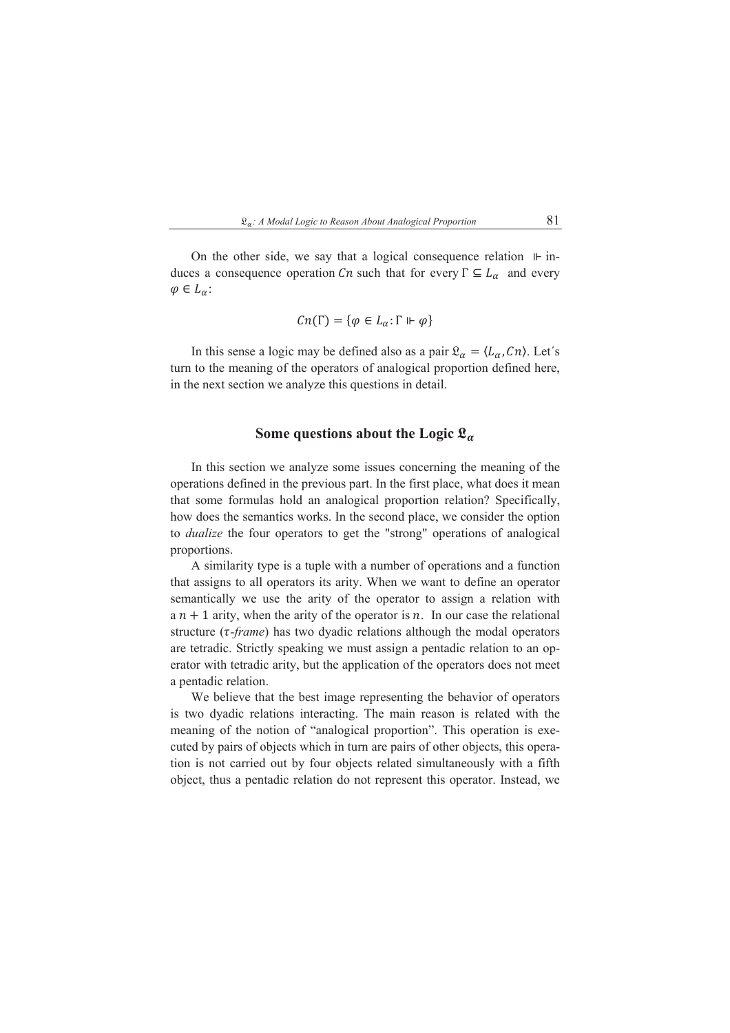On the other side, we say that a logical consequence relation $\Vdash$ induces a consequence operation $Cn$ such that for every $\Gamma \subseteq L_\alpha$ and every $\varphi \in L_\alpha$:

$$Cn(\Gamma) = \{\varphi \in L_\alpha : \Gamma \Vdash \varphi\}$$

In this sense a logic may be defined also as a pair $\mathfrak{L}_\alpha = \langle L_\alpha, Cn \rangle$. Let´s turn to the meaning of the operators of analogical proportion defined here, in the next section we analyze this questions in detail.

## Some questions about the Logic $\mathfrak{L}_\alpha$

In this section we analyze some issues concerning the meaning of the operations defined in the previous part. In the first place, what does it mean that some formulas hold an analogical proportion relation? Specifically, how does the semantics works. In the second place, we consider the option to *dualize* the four operators to get the "strong" operations of analogical proportions.

A similarity type is a tuple with a number of operations and a function that assigns to all operators its arity. When we want to define an operator semantically we use the arity of the operator to assign a relation with a $n + 1$ arity, when the arity of the operator is $n$. In our case the relational structure ($\tau$*-frame*) has two dyadic relations although the modal operators are tetradic. Strictly speaking we must assign a pentadic relation to an operator with tetradic arity, but the application of the operators does not meet a pentadic relation.

We believe that the best image representing the behavior of operators is two dyadic relations interacting. The main reason is related with the meaning of the notion of "analogical proportion". This operation is executed by pairs of objects which in turn are pairs of other objects, this operation is not carried out by four objects related simultaneously with a fifth object, thus a pentadic relation do not represent this operator. Instead, we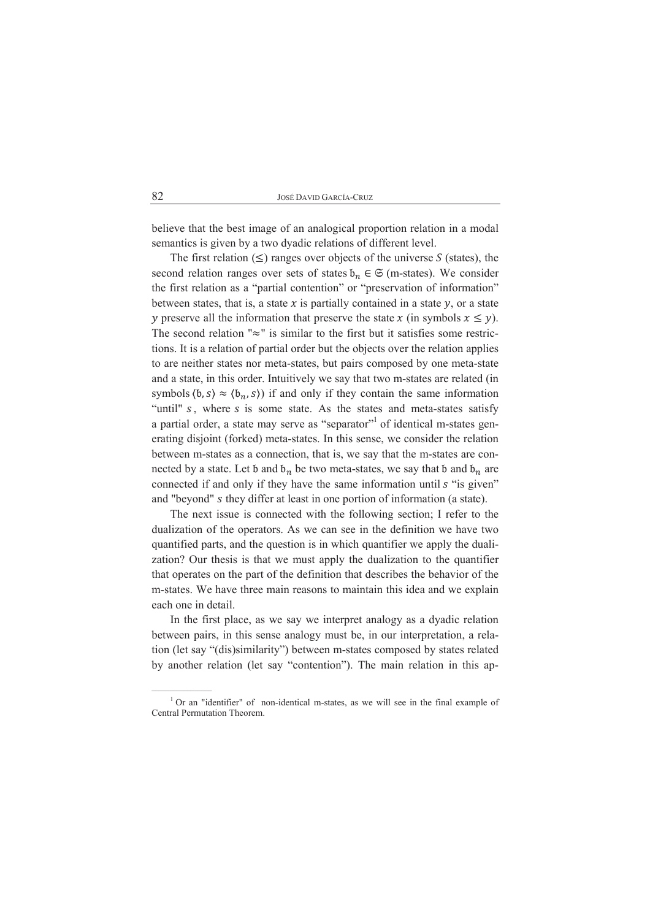believe that the best image of an analogical proportion relation in a modal semantics is given by a two dyadic relations of different level.

The first relation ($\leq$) ranges over objects of the universe $S$ (states), the second relation ranges over sets of states $\mathfrak{b}_n \in \mathfrak{S}$ (m-states). We consider the first relation as a "partial contention" or "preservation of information" between states, that is, a state $x$ is partially contained in a state $y$, or a state $y$ preserve all the information that preserve the state $x$ (in symbols $x \leq y$). The second relation "$\approx$" is similar to the first but it satisfies some restrictions. It is a relation of partial order but the objects over the relation applies to are neither states nor meta-states, but pairs composed by one meta-state and a state, in this order. Intuitively we say that two m-states are related (in symbols $\langle \mathfrak{b}, s \rangle \approx \langle \mathfrak{b}_n, s \rangle$) if and only if they contain the same information "until" $s$, where $s$ is some state. As the states and meta-states satisfy a partial order, a state may serve as "separator"[1] of identical m-states generating disjoint (forked) meta-states. In this sense, we consider the relation between m-states as a connection, that is, we say that the m-states are connected by a state. Let $\mathfrak{b}$ and $\mathfrak{b}_n$ be two meta-states, we say that $\mathfrak{b}$ and $\mathfrak{b}_n$ are connected if and only if they have the same information until $s$ "is given" and "beyond" $s$ they differ at least in one portion of information (a state).

The next issue is connected with the following section; I refer to the dualization of the operators. As we can see in the definition we have two quantified parts, and the question is in which quantifier we apply the dualization? Our thesis is that we must apply the dualization to the quantifier that operates on the part of the definition that describes the behavior of the m-states. We have three main reasons to maintain this idea and we explain each one in detail.

In the first place, as we say we interpret analogy as a dyadic relation between pairs, in this sense analogy must be, in our interpretation, a relation (let say "(dis)similarity") between m-states composed by states related by another relation (let say "contention"). The main relation in this ap-

[1] Or an "identifier" of non-identical m-states, as we will see in the final example of Central Permutation Theorem.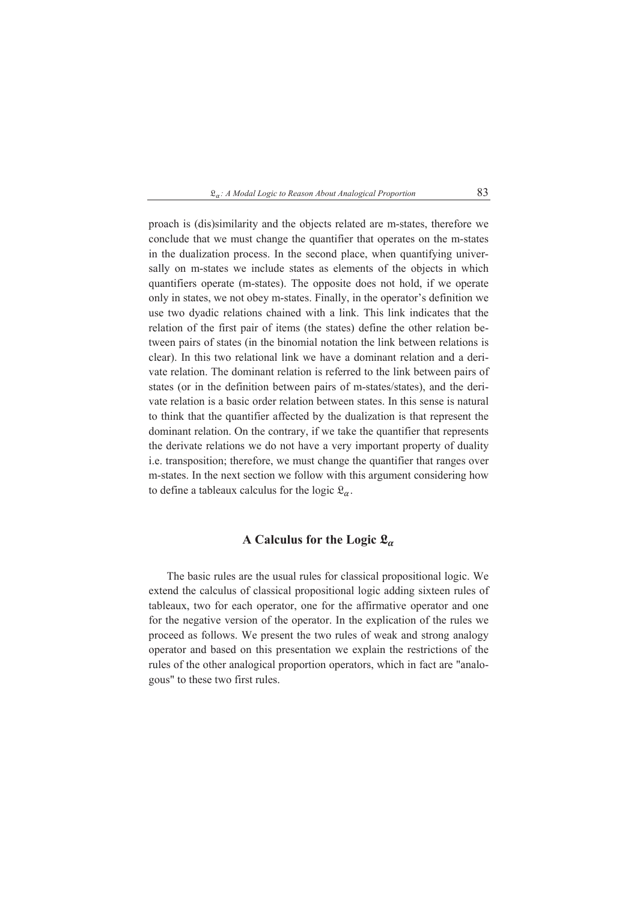proach is (dis)similarity and the objects related are m-states, therefore we conclude that we must change the quantifier that operates on the m-states in the dualization process. In the second place, when quantifying universally on m-states we include states as elements of the objects in which quantifiers operate (m-states). The opposite does not hold, if we operate only in states, we not obey m-states. Finally, in the operator's definition we use two dyadic relations chained with a link. This link indicates that the relation of the first pair of items (the states) define the other relation between pairs of states (in the binomial notation the link between relations is clear). In this two relational link we have a dominant relation and a derivate relation. The dominant relation is referred to the link between pairs of states (or in the definition between pairs of m-states/states), and the derivate relation is a basic order relation between states. In this sense is natural to think that the quantifier affected by the dualization is that represent the dominant relation. On the contrary, if we take the quantifier that represents the derivate relations we do not have a very important property of duality i.e. transposition; therefore, we must change the quantifier that ranges over m-states. In the next section we follow with this argument considering how to define a tableaux calculus for the logic $\mathfrak{L}_\alpha$.

## A Calculus for the Logic $\mathfrak{L}_\alpha$

The basic rules are the usual rules for classical propositional logic. We extend the calculus of classical propositional logic adding sixteen rules of tableaux, two for each operator, one for the affirmative operator and one for the negative version of the operator. In the explication of the rules we proceed as follows. We present the two rules of weak and strong analogy operator and based on this presentation we explain the restrictions of the rules of the other analogical proportion operators, which in fact are "analogous" to these two first rules.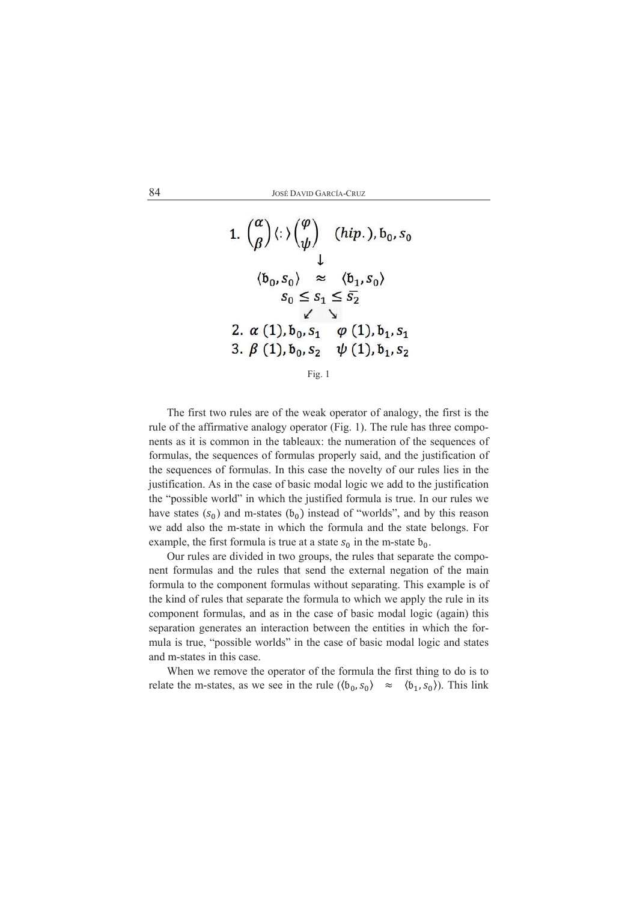$$
\begin{array}{c}
1.\ \binom{\alpha}{\beta}\langle : \rangle \binom{\varphi}{\psi} \quad (hip.), \mathfrak{b}_0, s_0 \\
\downarrow \\
\langle \mathfrak{b}_0, s_0 \rangle \quad \approx \quad \langle \mathfrak{b}_1, s_0 \rangle \\
s_0 \leq s_1 \leq \overline{s_2} \\
\swarrow \quad \searrow \\
2.\ \alpha\ (1), \mathfrak{b}_0, s_1 \quad \varphi\ (1), \mathfrak{b}_1, s_1 \\
3.\ \beta\ (1), \mathfrak{b}_0, s_2 \quad \psi\ (1), \mathfrak{b}_1, s_2
\end{array}
$$

Fig. 1

The first two rules are of the weak operator of analogy, the first is the rule of the affirmative analogy operator (Fig. 1). The rule has three components as it is common in the tableaux: the numeration of the sequences of formulas, the sequences of formulas properly said, and the justification of the sequences of formulas. In this case the novelty of our rules lies in the justification. As in the case of basic modal logic we add to the justification the "possible world" in which the justified formula is true. In our rules we have states ($s_0$) and m-states ($\mathfrak{b}_0$) instead of "worlds", and by this reason we add also the m-state in which the formula and the state belongs. For example, the first formula is true at a state $s_0$ in the m-state $\mathfrak{b}_0$.

Our rules are divided in two groups, the rules that separate the component formulas and the rules that send the external negation of the main formula to the component formulas without separating. This example is of the kind of rules that separate the formula to which we apply the rule in its component formulas, and as in the case of basic modal logic (again) this separation generates an interaction between the entities in which the formula is true, "possible worlds" in the case of basic modal logic and states and m-states in this case.

When we remove the operator of the formula the first thing to do is to relate the m-states, as we see in the rule ($\langle \mathfrak{b}_0, s_0 \rangle \approx \langle \mathfrak{b}_1, s_0 \rangle$). This link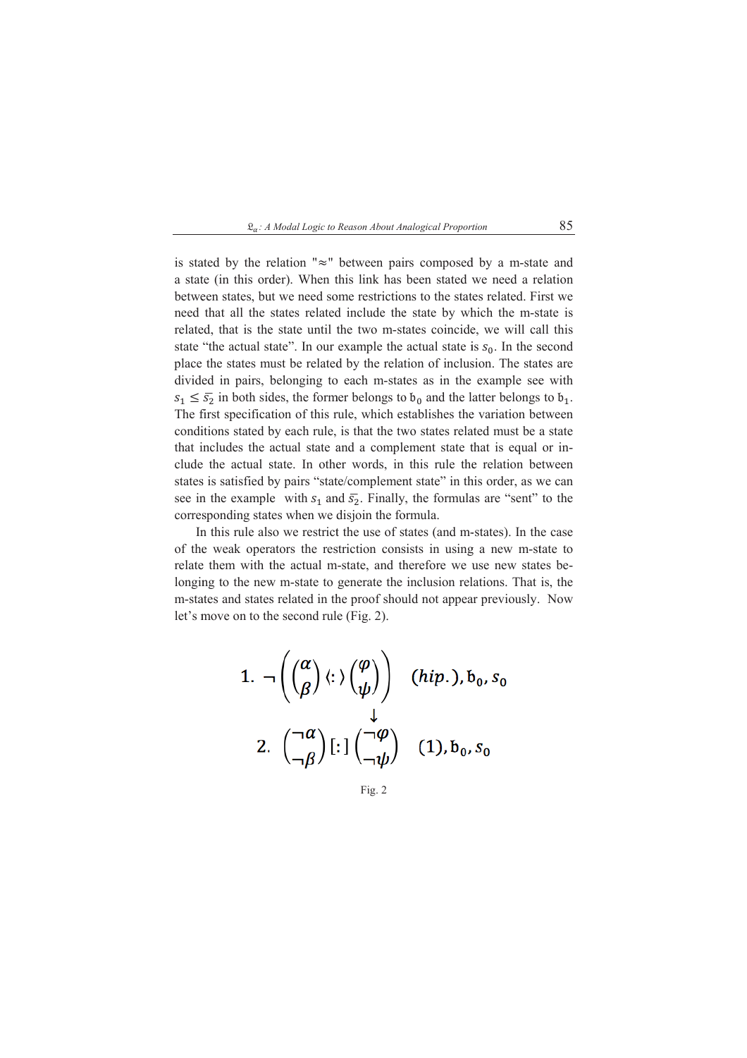is stated by the relation "≈" between pairs composed by a m-state and a state (in this order). When this link has been stated we need a relation between states, but we need some restrictions to the states related. First we need that all the states related include the state by which the m-state is related, that is the state until the two m-states coincide, we will call this state "the actual state". In our example the actual state is $s_0$. In the second place the states must be related by the relation of inclusion. The states are divided in pairs, belonging to each m-states as in the example see with $s_1 \leq \overline{s_2}$ in both sides, the former belongs to $\mathfrak{b}_0$ and the latter belongs to $\mathfrak{b}_1$. The first specification of this rule, which establishes the variation between conditions stated by each rule, is that the two states related must be a state that includes the actual state and a complement state that is equal or include the actual state. In other words, in this rule the relation between states is satisfied by pairs "state/complement state" in this order, as we can see in the example with $s_1$ and $\overline{s_2}$. Finally, the formulas are "sent" to the corresponding states when we disjoin the formula.

In this rule also we restrict the use of states (and m-states). In the case of the weak operators the restriction consists in using a new m-state to relate them with the actual m-state, and therefore we use new states belonging to the new m-state to generate the inclusion relations. That is, the m-states and states related in the proof should not appear previously. Now let's move on to the second rule (Fig. 2).

$$1.\ \neg\left(\begin{pmatrix}\alpha\\ \beta\end{pmatrix}\langle:\rangle\begin{pmatrix}\varphi\\ \psi\end{pmatrix}\right)\quad (hip.), \mathfrak{b}_0, s_0$$

$$\downarrow$$

$$2.\ \begin{pmatrix}\neg\alpha\\ \neg\beta\end{pmatrix}[:]\begin{pmatrix}\neg\varphi\\ \neg\psi\end{pmatrix}\quad (1), \mathfrak{b}_0, s_0$$

Fig. 2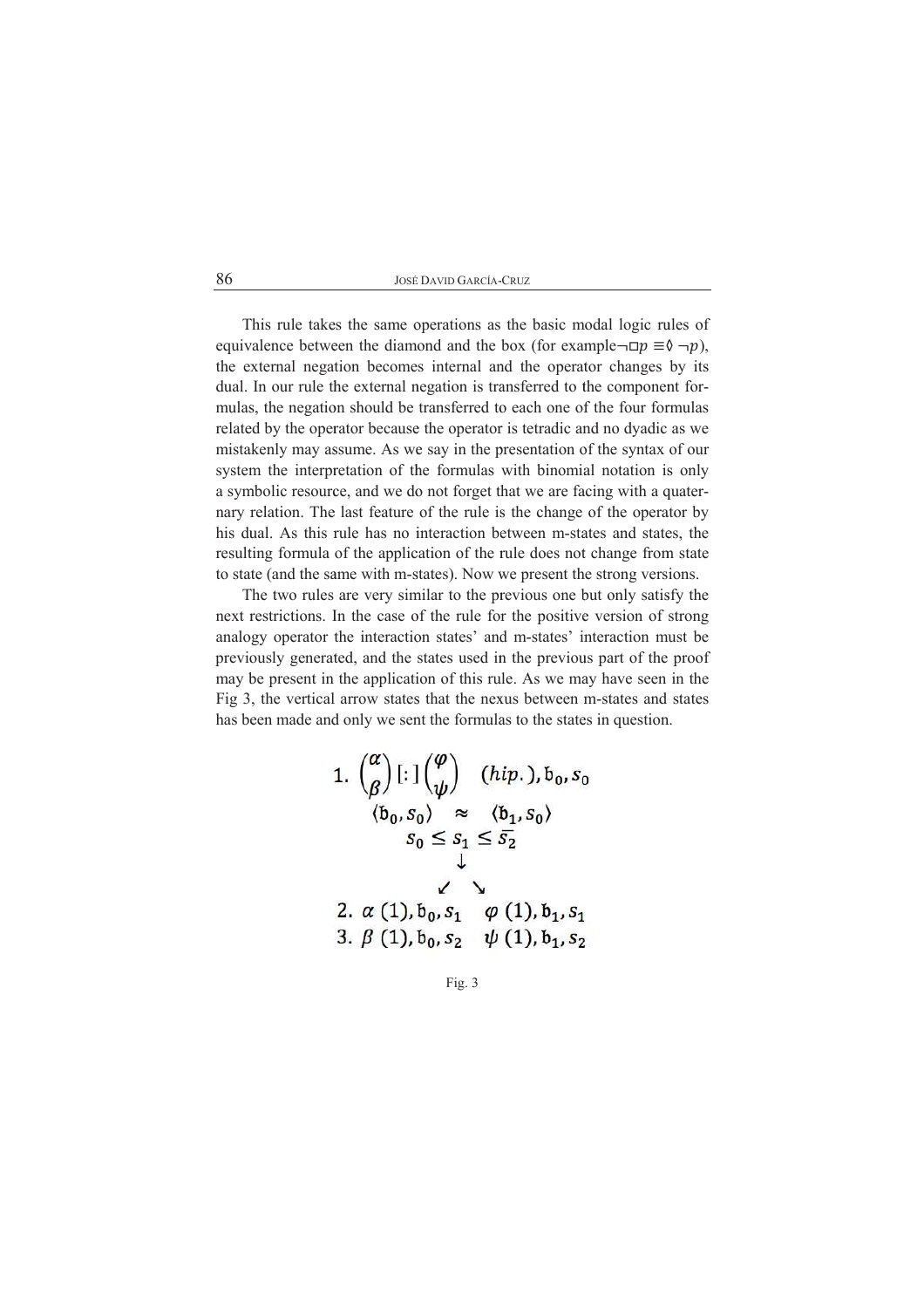This rule takes the same operations as the basic modal logic rules of equivalence between the diamond and the box (for example$\neg\Box p \equiv \Diamond \neg p$), the external negation becomes internal and the operator changes by its dual. In our rule the external negation is transferred to the component formulas, the negation should be transferred to each one of the four formulas related by the operator because the operator is tetradic and no dyadic as we mistakenly may assume. As we say in the presentation of the syntax of our system the interpretation of the formulas with binomial notation is only a symbolic resource, and we do not forget that we are facing with a quaternary relation. The last feature of the rule is the change of the operator by his dual. As this rule has no interaction between m-states and states, the resulting formula of the application of the rule does not change from state to state (and the same with m-states). Now we present the strong versions.

The two rules are very similar to the previous one but only satisfy the next restrictions. In the case of the rule for the positive version of strong analogy operator the interaction states' and m-states' interaction must be previously generated, and the states used in the previous part of the proof may be present in the application of this rule. As we may have seen in the Fig 3, the vertical arrow states that the nexus between m-states and states has been made and only we sent the formulas to the states in question.

$$
\begin{array}{c}
1.\ \binom{\alpha}{\beta}[:]\binom{\varphi}{\psi}\quad (hip.), \mathfrak{b}_0, s_0 \\
\langle \mathfrak{b}_0, s_0\rangle \quad \approx \quad \langle \mathfrak{b}_1, s_0\rangle \\
s_0 \leq s_1 \leq \bar{s_2} \\
\downarrow \\
\swarrow \quad \searrow \\
2.\ \alpha\ (1), \mathfrak{b}_0, s_1 \quad \varphi\ (1), \mathfrak{b}_1, s_1 \\
3.\ \beta\ (1), \mathfrak{b}_0, s_2 \quad \psi\ (1), \mathfrak{b}_1, s_2
\end{array}
$$

Fig. 3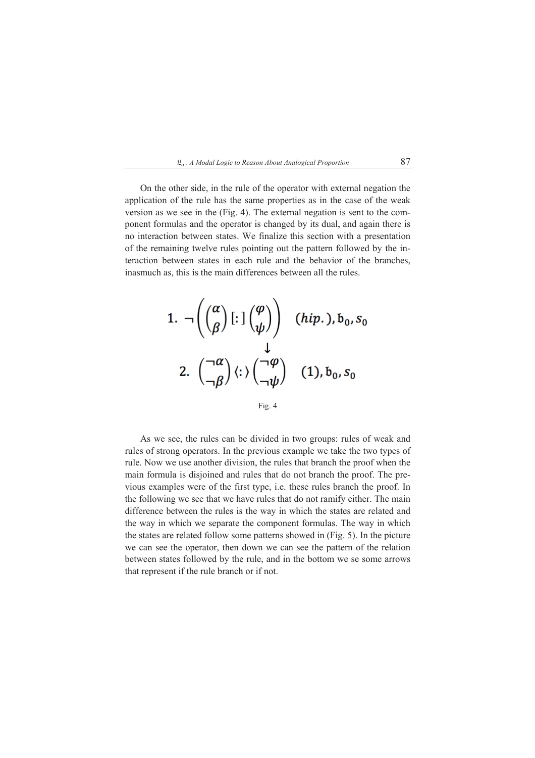On the other side, in the rule of the operator with external negation the application of the rule has the same properties as in the case of the weak version as we see in the (Fig. 4). The external negation is sent to the component formulas and the operator is changed by its dual, and again there is no interaction between states. We finalize this section with a presentation of the remaining twelve rules pointing out the pattern followed by the interaction between states in each rule and the behavior of the branches, inasmuch as, this is the main differences between all the rules.

$$1.\ \neg\left(\binom{\alpha}{\beta}[:]\binom{\varphi}{\psi}\right) \quad (hip.), \mathfrak{b}_0, s_0$$

$$\downarrow$$

$$2.\ \binom{\neg\alpha}{\neg\beta}\langle:\rangle\binom{\neg\varphi}{\neg\psi} \quad (1), \mathfrak{b}_0, s_0$$

Fig. 4

As we see, the rules can be divided in two groups: rules of weak and rules of strong operators. In the previous example we take the two types of rule. Now we use another division, the rules that branch the proof when the main formula is disjoined and rules that do not branch the proof. The previous examples were of the first type, i.e. these rules branch the proof. In the following we see that we have rules that do not ramify either. The main difference between the rules is the way in which the states are related and the way in which we separate the component formulas. The way in which the states are related follow some patterns showed in (Fig. 5). In the picture we can see the operator, then down we can see the pattern of the relation between states followed by the rule, and in the bottom we se some arrows that represent if the rule branch or if not.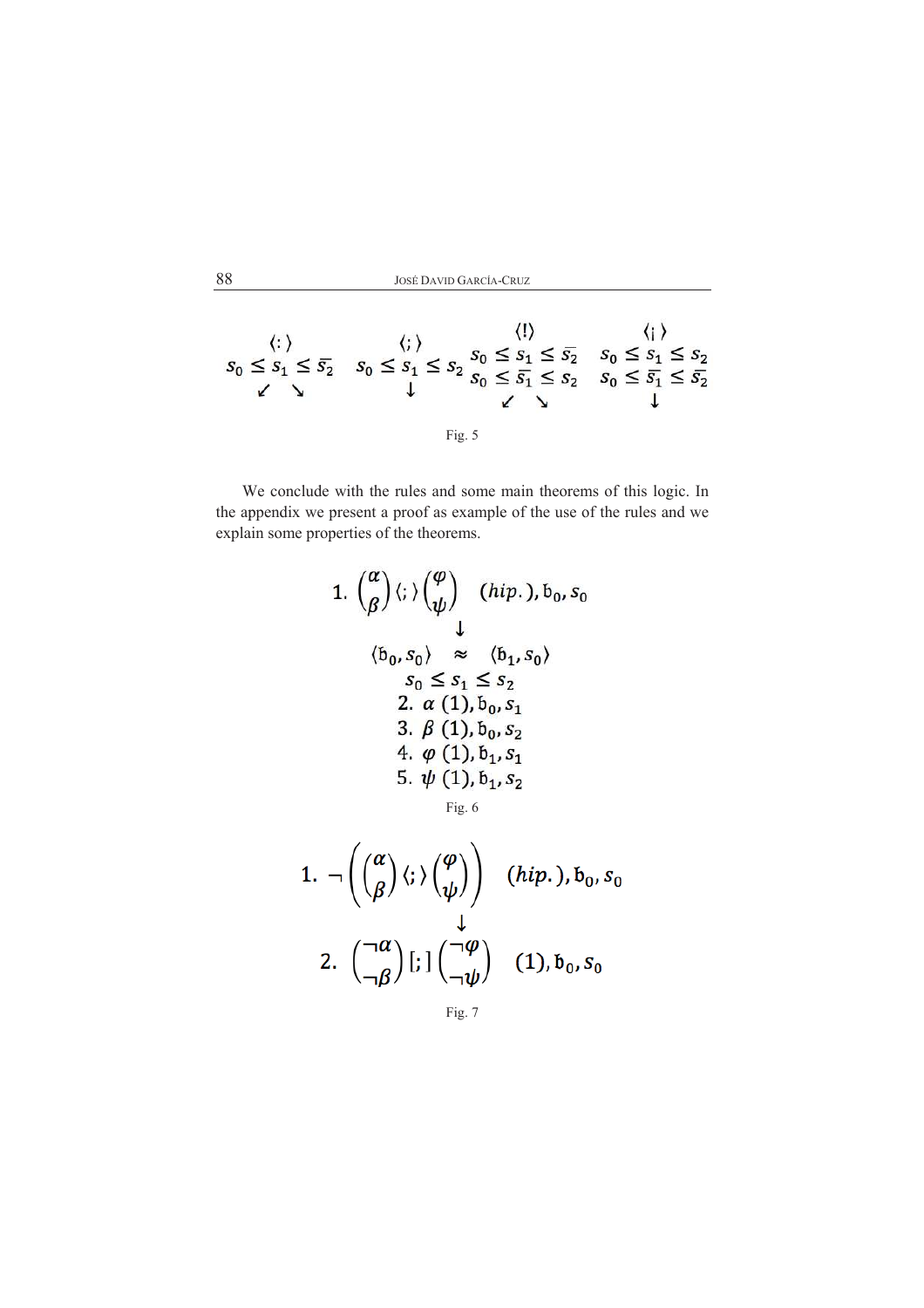$$
\begin{array}{cccc}
\langle : \rangle & \langle ; \rangle & \langle ! \rangle & \langle ¡ \rangle \\
s_0 \leq s_1 \leq \overline{s_2} & s_0 \leq s_1 \leq s_2 & \begin{array}{c} s_0 \leq s_1 \leq \overline{s_2} \\ s_0 \leq \overline{s_1} \leq s_2 \end{array} & \begin{array}{c} s_0 \leq s_1 \leq s_2 \\ s_0 \leq \overline{s_1} \leq \overline{s_2} \end{array} \\
\swarrow \quad \searrow & \downarrow & \swarrow \quad \searrow & \downarrow
\end{array}
$$

Fig. 5

We conclude with the rules and some main theorems of this logic. In the appendix we present a proof as example of the use of the rules and we explain some properties of the theorems.

$$
\begin{array}{c}
1.\ \begin{pmatrix}\alpha\\ \beta\end{pmatrix} \langle ; \rangle \begin{pmatrix}\varphi\\ \psi\end{pmatrix} \quad (hip.), \mathfrak{b}_0, s_0 \\
\downarrow \\
\langle \mathfrak{b}_0, s_0 \rangle \quad \approx \quad \langle \mathfrak{b}_1, s_0 \rangle \\
s_0 \leq s_1 \leq s_2 \\
2.\ \alpha\ (1), \mathfrak{b}_0, s_1 \\
3.\ \beta\ (1), \mathfrak{b}_0, s_2 \\
4.\ \varphi\ (1), \mathfrak{b}_1, s_1 \\
5.\ \psi\ (1), \mathfrak{b}_1, s_2
\end{array}
$$

Fig. 6

$$
\begin{array}{c}
1.\ \neg\left(\begin{pmatrix}\alpha\\ \beta\end{pmatrix} \langle ; \rangle \begin{pmatrix}\varphi\\ \psi\end{pmatrix}\right) \quad (hip.), \mathfrak{b}_0, s_0 \\
\downarrow \\
2.\ \begin{pmatrix}\neg\alpha\\ \neg\beta\end{pmatrix} [ ; ] \begin{pmatrix}\neg\varphi\\ \neg\psi\end{pmatrix} \quad (1), \mathfrak{b}_0, s_0
\end{array}
$$

Fig. 7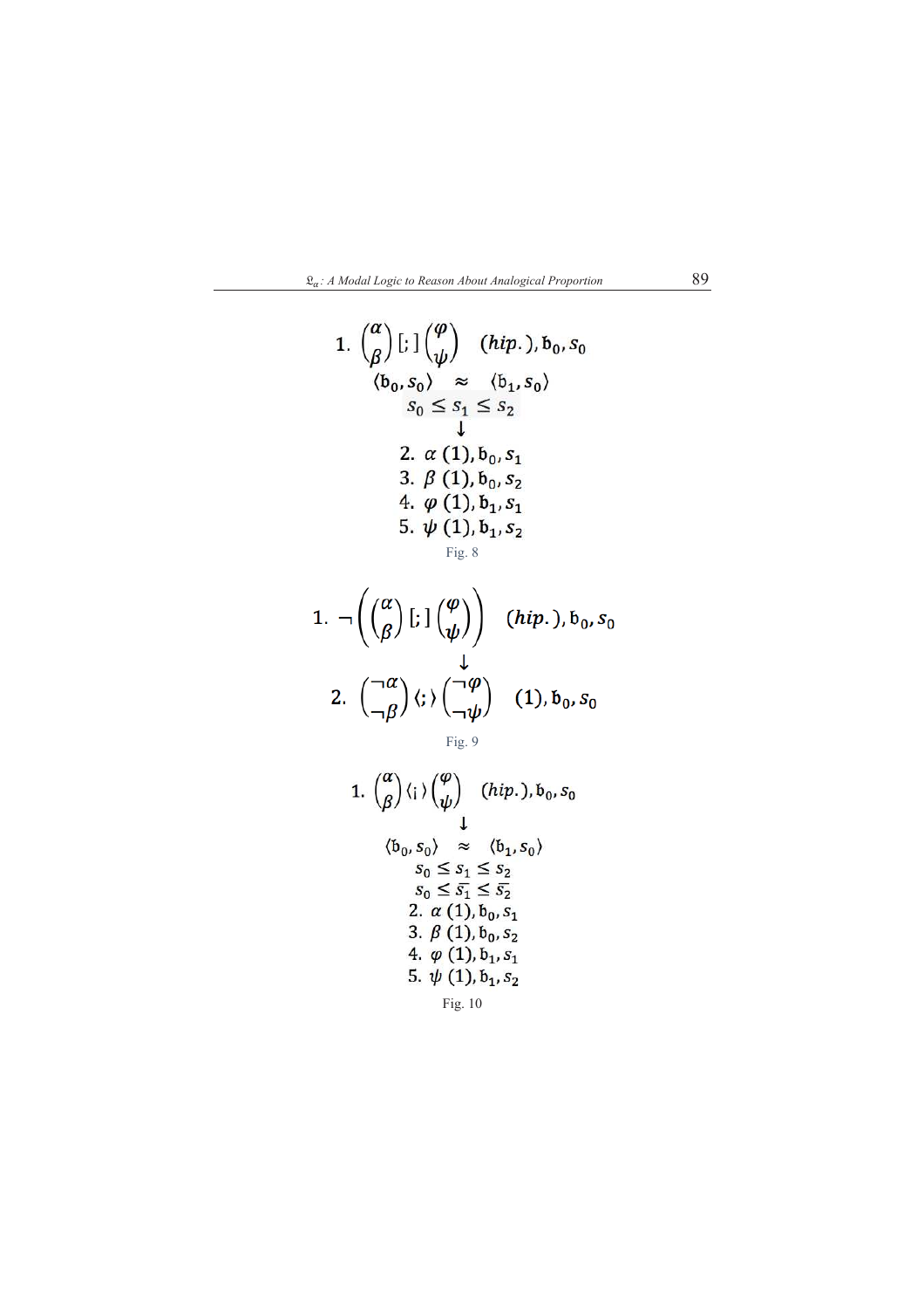$$1.\ \binom{\alpha}{\beta}\,[;]\,\binom{\varphi}{\psi}\quad (hip.), \mathfrak{b}_0, s_0$$

$$\langle \mathfrak{b}_0, s_0\rangle \approx \langle \mathfrak{b}_1, s_0\rangle$$

$$s_0 \leq s_1 \leq s_2$$

$$\downarrow$$

$2.\ \alpha\ (1), \mathfrak{b}_0, s_1$

$3.\ \beta\ (1), \mathfrak{b}_0, s_2$

$4.\ \varphi\ (1), \mathfrak{b}_1, s_1$

$5.\ \psi\ (1), \mathfrak{b}_1, s_2$

Fig. 8

$$1.\ \neg\left(\binom{\alpha}{\beta}\,[;]\,\binom{\varphi}{\psi}\right)\quad (hip.), \mathfrak{b}_0, s_0$$

$$\downarrow$$

$$2.\ \binom{\neg\alpha}{\neg\beta}\,\langle;\rangle\,\binom{\neg\varphi}{\neg\psi}\quad (1), \mathfrak{b}_0, s_0$$

Fig. 9

$$1.\ \binom{\alpha}{\beta}\,\langle¡\rangle\,\binom{\varphi}{\psi}\quad (hip.), \mathfrak{b}_0, s_0$$

$$\downarrow$$

$$\langle \mathfrak{b}_0, s_0\rangle \approx \langle \mathfrak{b}_1, s_0\rangle$$

$$s_0 \leq s_1 \leq s_2$$

$$s_0 \leq \overline{s_1} \leq \overline{s_2}$$

$2.\ \alpha\ (1), \mathfrak{b}_0, s_1$

$3.\ \beta\ (1), \mathfrak{b}_0, s_2$

$4.\ \varphi\ (1), \mathfrak{b}_1, s_1$

$5.\ \psi\ (1), \mathfrak{b}_1, s_2$

Fig. 10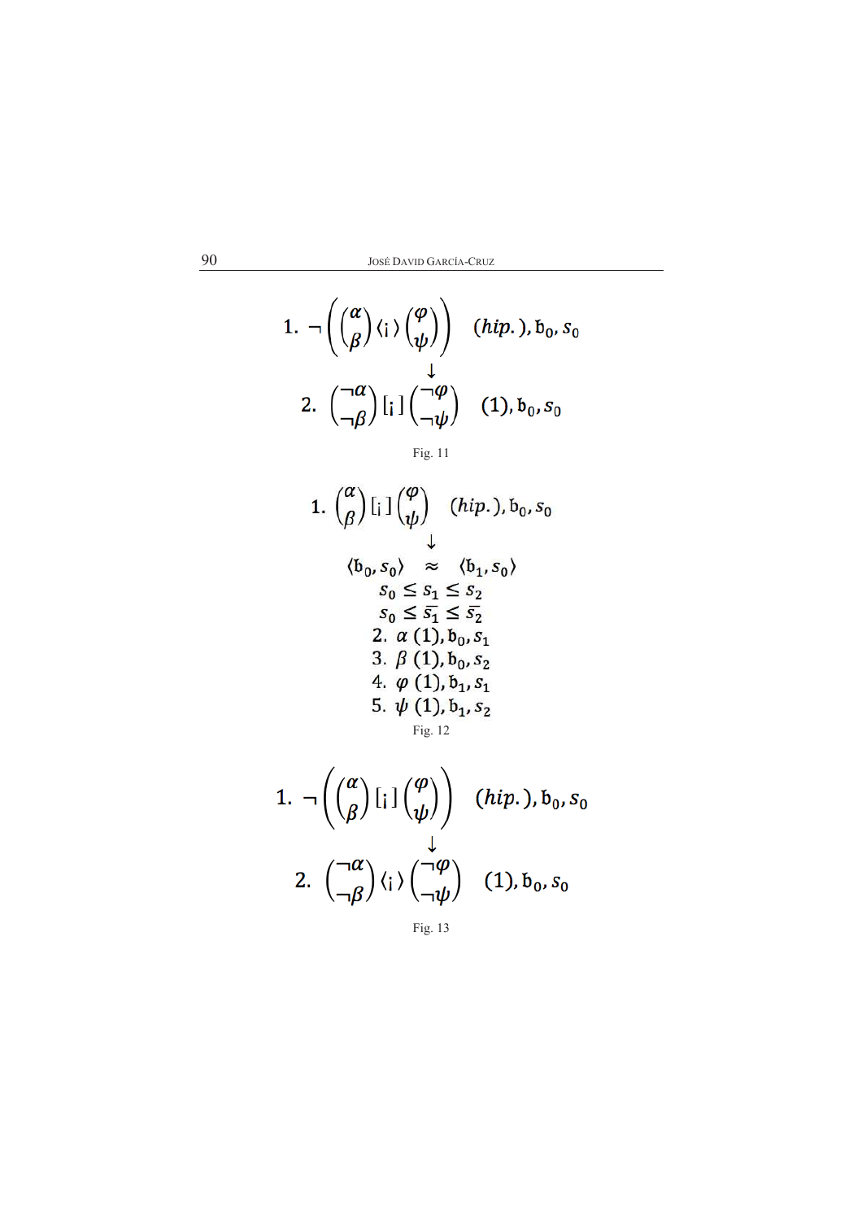$$1.\ \neg\left(\begin{pmatrix}\alpha\\ \beta\end{pmatrix}\langle¡\rangle\begin{pmatrix}\varphi\\ \psi\end{pmatrix}\right)\quad (hip.), \mathfrak{b}_0, s_0$$

$$\downarrow$$

$$2.\ \begin{pmatrix}\neg\alpha\\ \neg\beta\end{pmatrix}[¡]\begin{pmatrix}\neg\varphi\\ \neg\psi\end{pmatrix}\quad (1), \mathfrak{b}_0, s_0$$

Fig. 11

$$1.\ \begin{pmatrix}\alpha\\ \beta\end{pmatrix}[¡]\begin{pmatrix}\varphi\\ \psi\end{pmatrix}\quad (hip.), \mathfrak{b}_0, s_0$$

$$\downarrow$$

$$\langle \mathfrak{b}_0, s_0\rangle \quad \approx \quad \langle \mathfrak{b}_1, s_0\rangle$$

$$s_0 \leq s_1 \leq s_2$$

$$s_0 \leq \bar{s_1} \leq \bar{s_2}$$

$$2.\ \alpha\ (1), \mathfrak{b}_0, s_1$$

$$3.\ \beta\ (1), \mathfrak{b}_0, s_2$$

$$4.\ \varphi\ (1), \mathfrak{b}_1, s_1$$

$$5.\ \psi\ (1), \mathfrak{b}_1, s_2$$

Fig. 12

$$1.\ \neg\left(\begin{pmatrix}\alpha\\ \beta\end{pmatrix}[¡]\begin{pmatrix}\varphi\\ \psi\end{pmatrix}\right)\quad (hip.), \mathfrak{b}_0, s_0$$

$$\downarrow$$

$$2.\ \begin{pmatrix}\neg\alpha\\ \neg\beta\end{pmatrix}\langle¡\rangle\begin{pmatrix}\neg\varphi\\ \neg\psi\end{pmatrix}\quad (1), \mathfrak{b}_0, s_0$$

Fig. 13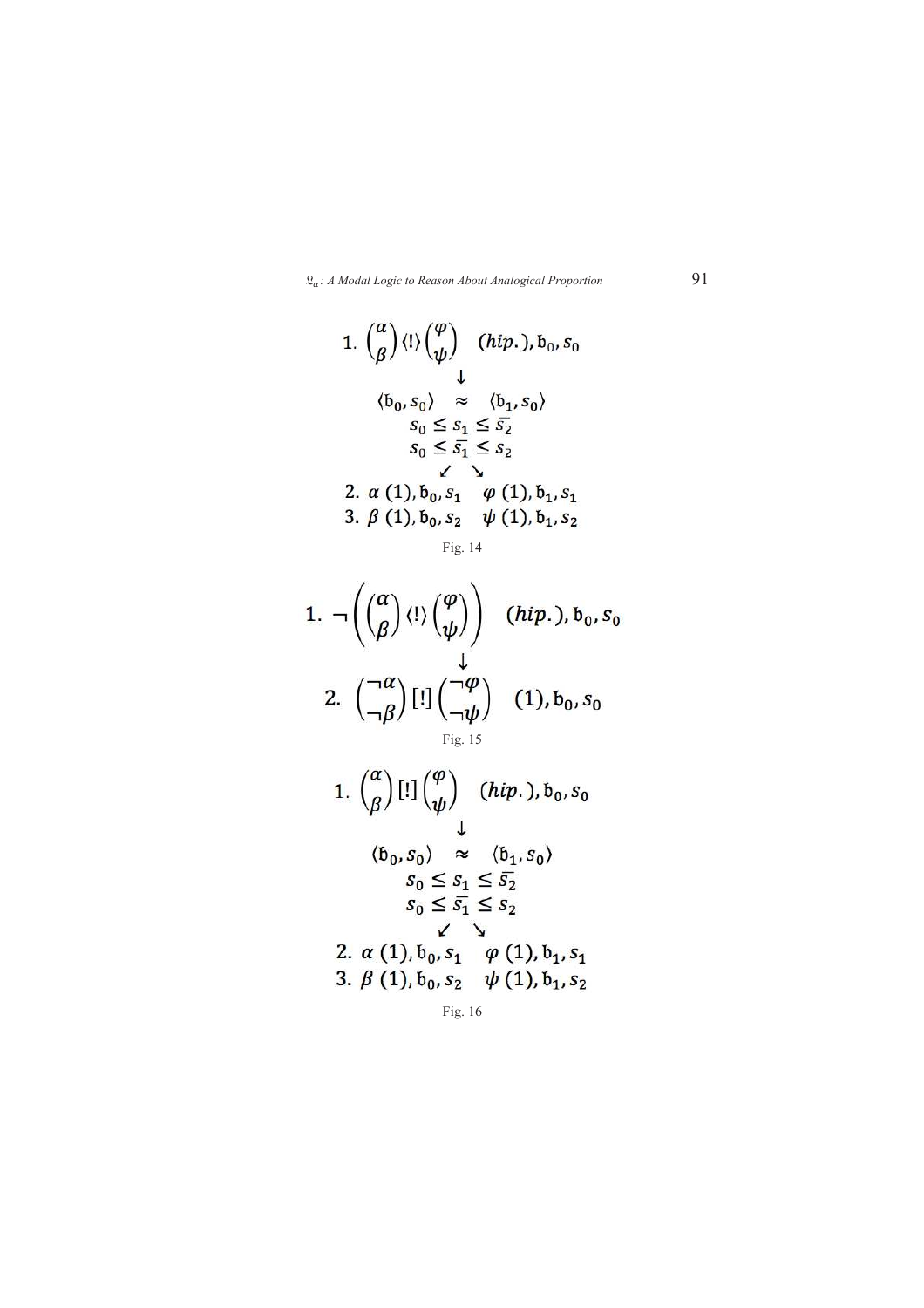$$
1.\ \binom{\alpha}{\beta}\langle ! \rangle \binom{\varphi}{\psi} \quad (hip.), \mathfrak{b}_0, s_0
$$

$$
\downarrow
$$

$$
\langle \mathfrak{b}_0, s_0 \rangle \quad \approx \quad \langle \mathfrak{b}_1, s_0 \rangle
$$

$$
s_0 \leq s_1 \leq \overline{s_2}
$$

$$
s_0 \leq \overline{s_1} \leq s_2
$$

$$
\swarrow \quad \searrow
$$

$$
2.\ \alpha\ (1), \mathfrak{b}_0, s_1 \quad \varphi\ (1), \mathfrak{b}_1, s_1
$$

$$
3.\ \beta\ (1), \mathfrak{b}_0, s_2 \quad \psi\ (1), \mathfrak{b}_1, s_2
$$

Fig. 14

$$
1.\ \neg\left(\binom{\alpha}{\beta}\langle ! \rangle \binom{\varphi}{\psi}\right) \quad (hip.), \mathfrak{b}_0, s_0
$$

$$
\downarrow
$$

$$
2.\ \binom{\neg\alpha}{\neg\beta}[!]\binom{\neg\varphi}{\neg\psi} \quad (1), \mathfrak{b}_0, s_0
$$

Fig. 15

$$
1.\ \binom{\alpha}{\beta}[!]\binom{\varphi}{\psi} \quad (hip.), \mathfrak{b}_0, s_0
$$

$$
\downarrow
$$

$$
\langle \mathfrak{b}_0, s_0 \rangle \quad \approx \quad \langle \mathfrak{b}_1, s_0 \rangle
$$

$$
s_0 \leq s_1 \leq \overline{s_2}
$$

$$
s_0 \leq \overline{s_1} \leq s_2
$$

$$
\swarrow \quad \searrow
$$

$$
2.\ \alpha\ (1), \mathfrak{b}_0, s_1 \quad \varphi\ (1), \mathfrak{b}_1, s_1
$$

$$
3.\ \beta\ (1), \mathfrak{b}_0, s_2 \quad \psi\ (1), \mathfrak{b}_1, s_2
$$

Fig. 16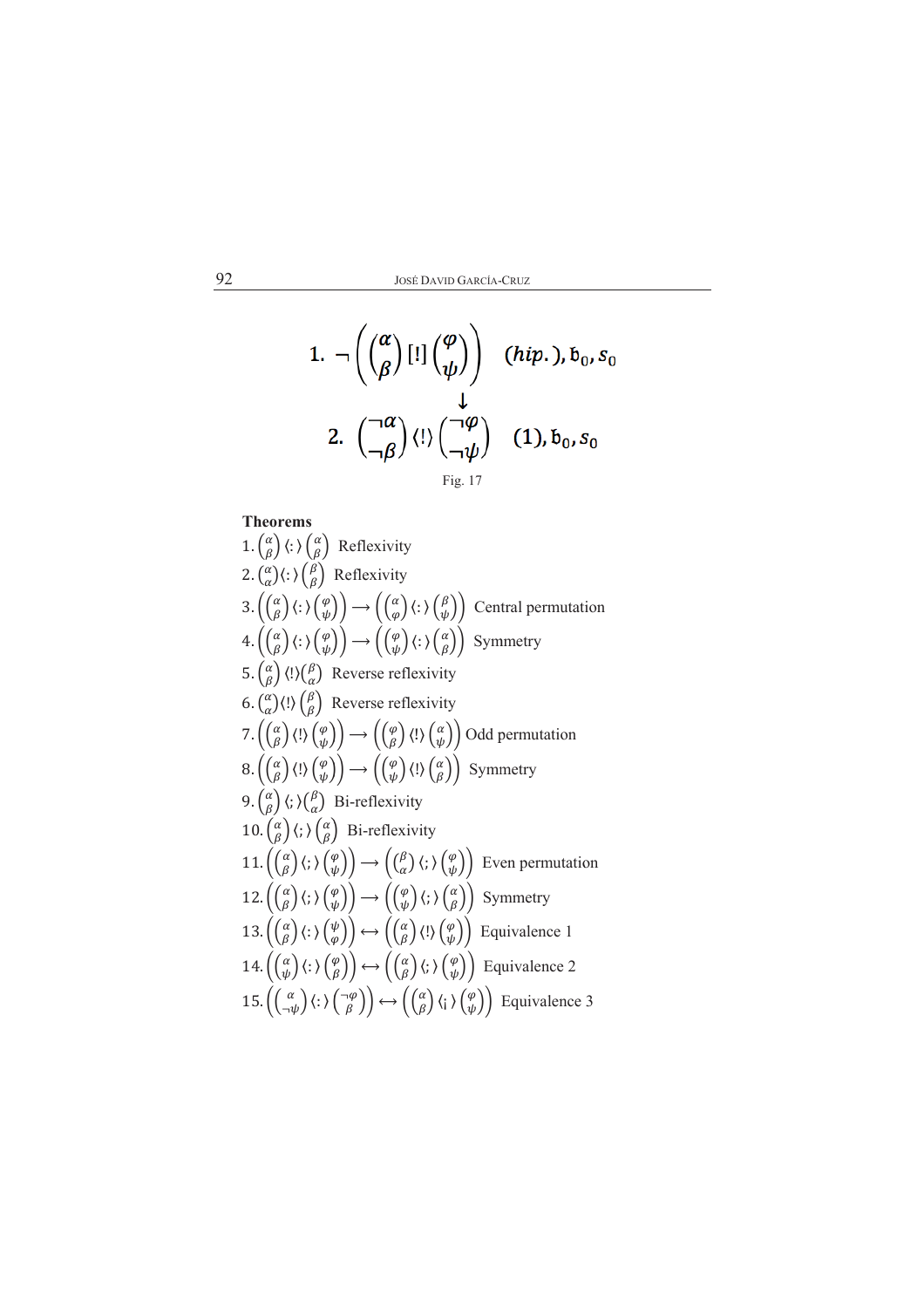$$1.\ \neg\left(\binom{\alpha}{\beta}[!]\binom{\varphi}{\psi}\right) \quad (hip.), \mathfrak{b}_0, s_0$$

$$\downarrow$$

$$2.\ \binom{\neg\alpha}{\neg\beta}\langle!\rangle\binom{\neg\varphi}{\neg\psi} \quad (1), \mathfrak{b}_0, s_0$$

Fig. 17

**Theorems**

1. $\binom{\alpha}{\beta}\langle:\rangle\binom{\alpha}{\beta}$ Reflexivity
2. $\binom{\alpha}{\alpha}\langle:\rangle\binom{\beta}{\beta}$ Reflexivity
3. $\left(\binom{\alpha}{\beta}\langle:\rangle\binom{\varphi}{\psi}\right) \rightarrow \left(\binom{\alpha}{\varphi}\langle:\rangle\binom{\beta}{\psi}\right)$ Central permutation
4. $\left(\binom{\alpha}{\beta}\langle:\rangle\binom{\varphi}{\psi}\right) \rightarrow \left(\binom{\varphi}{\psi}\langle:\rangle\binom{\alpha}{\beta}\right)$ Symmetry
5. $\binom{\alpha}{\beta}\langle!\rangle\binom{\beta}{\alpha}$ Reverse reflexivity
6. $\binom{\alpha}{\alpha}\langle!\rangle\binom{\beta}{\beta}$ Reverse reflexivity
7. $\left(\binom{\alpha}{\beta}\langle!\rangle\binom{\varphi}{\psi}\right) \rightarrow \left(\binom{\varphi}{\beta}\langle!\rangle\binom{\alpha}{\psi}\right)$ Odd permutation
8. $\left(\binom{\alpha}{\beta}\langle!\rangle\binom{\varphi}{\psi}\right) \rightarrow \left(\binom{\varphi}{\psi}\langle!\rangle\binom{\alpha}{\beta}\right)$ Symmetry
9. $\binom{\alpha}{\beta}\langle;\rangle\binom{\beta}{\alpha}$ Bi-reflexivity
10. $\binom{\alpha}{\beta}\langle;\rangle\binom{\alpha}{\beta}$ Bi-reflexivity
11. $\left(\binom{\alpha}{\beta}\langle;\rangle\binom{\varphi}{\psi}\right) \rightarrow \left(\binom{\beta}{\alpha}\langle;\rangle\binom{\varphi}{\psi}\right)$ Even permutation
12. $\left(\binom{\alpha}{\beta}\langle;\rangle\binom{\varphi}{\psi}\right) \rightarrow \left(\binom{\varphi}{\psi}\langle;\rangle\binom{\alpha}{\beta}\right)$ Symmetry
13. $\left(\binom{\alpha}{\beta}\langle:\rangle\binom{\psi}{\varphi}\right) \leftrightarrow \left(\binom{\alpha}{\beta}\langle!\rangle\binom{\varphi}{\psi}\right)$ Equivalence 1
14. $\left(\binom{\alpha}{\psi}\langle:\rangle\binom{\varphi}{\beta}\right) \leftrightarrow \left(\binom{\alpha}{\beta}\langle;\rangle\binom{\varphi}{\psi}\right)$ Equivalence 2
15. $\left(\binom{\alpha}{\neg\psi}\langle:\rangle\binom{\neg\varphi}{\beta}\right) \leftrightarrow \left(\binom{\alpha}{\beta}\langle¡\rangle\binom{\varphi}{\psi}\right)$ Equivalence 3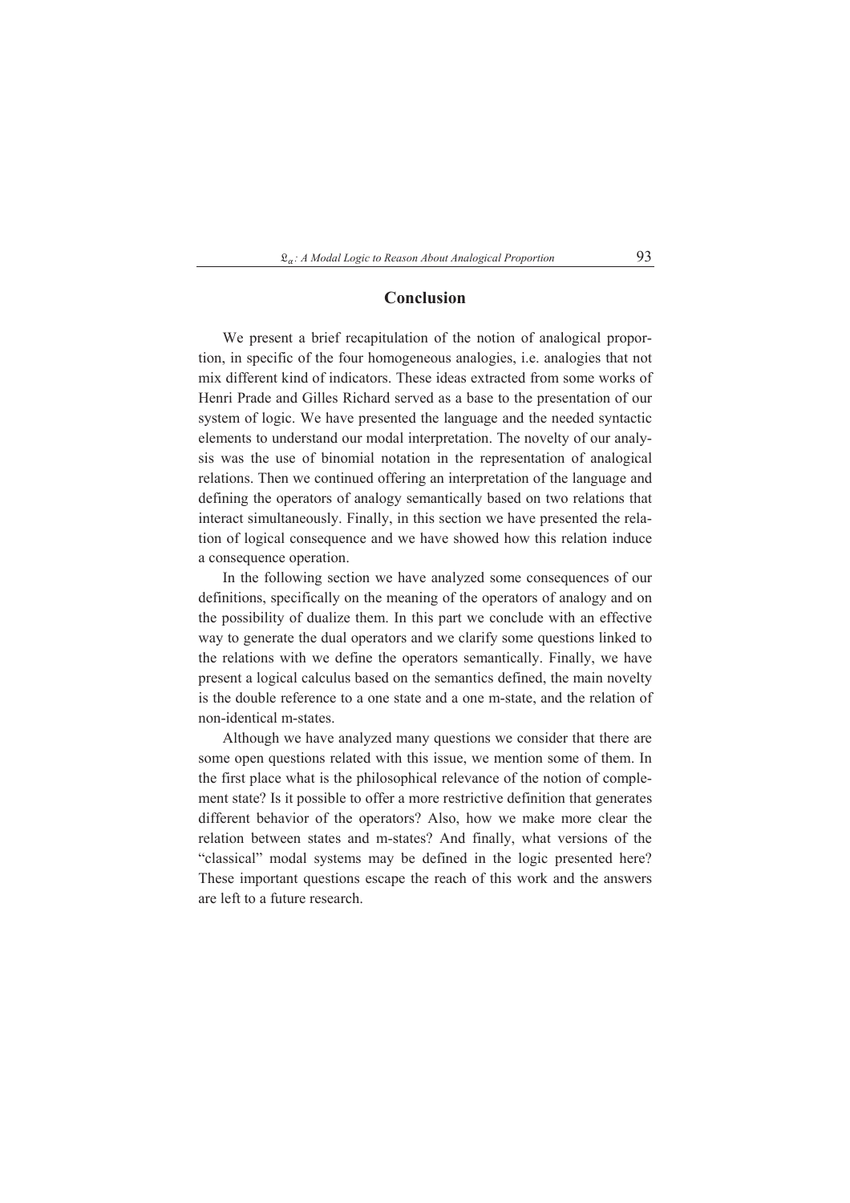## Conclusion

We present a brief recapitulation of the notion of analogical proportion, in specific of the four homogeneous analogies, i.e. analogies that not mix different kind of indicators. These ideas extracted from some works of Henri Prade and Gilles Richard served as a base to the presentation of our system of logic. We have presented the language and the needed syntactic elements to understand our modal interpretation. The novelty of our analysis was the use of binomial notation in the representation of analogical relations. Then we continued offering an interpretation of the language and defining the operators of analogy semantically based on two relations that interact simultaneously. Finally, in this section we have presented the relation of logical consequence and we have showed how this relation induce a consequence operation.

In the following section we have analyzed some consequences of our definitions, specifically on the meaning of the operators of analogy and on the possibility of dualize them. In this part we conclude with an effective way to generate the dual operators and we clarify some questions linked to the relations with we define the operators semantically. Finally, we have present a logical calculus based on the semantics defined, the main novelty is the double reference to a one state and a one m-state, and the relation of non-identical m-states.

Although we have analyzed many questions we consider that there are some open questions related with this issue, we mention some of them. In the first place what is the philosophical relevance of the notion of complement state? Is it possible to offer a more restrictive definition that generates different behavior of the operators? Also, how we make more clear the relation between states and m-states? And finally, what versions of the "classical" modal systems may be defined in the logic presented here? These important questions escape the reach of this work and the answers are left to a future research.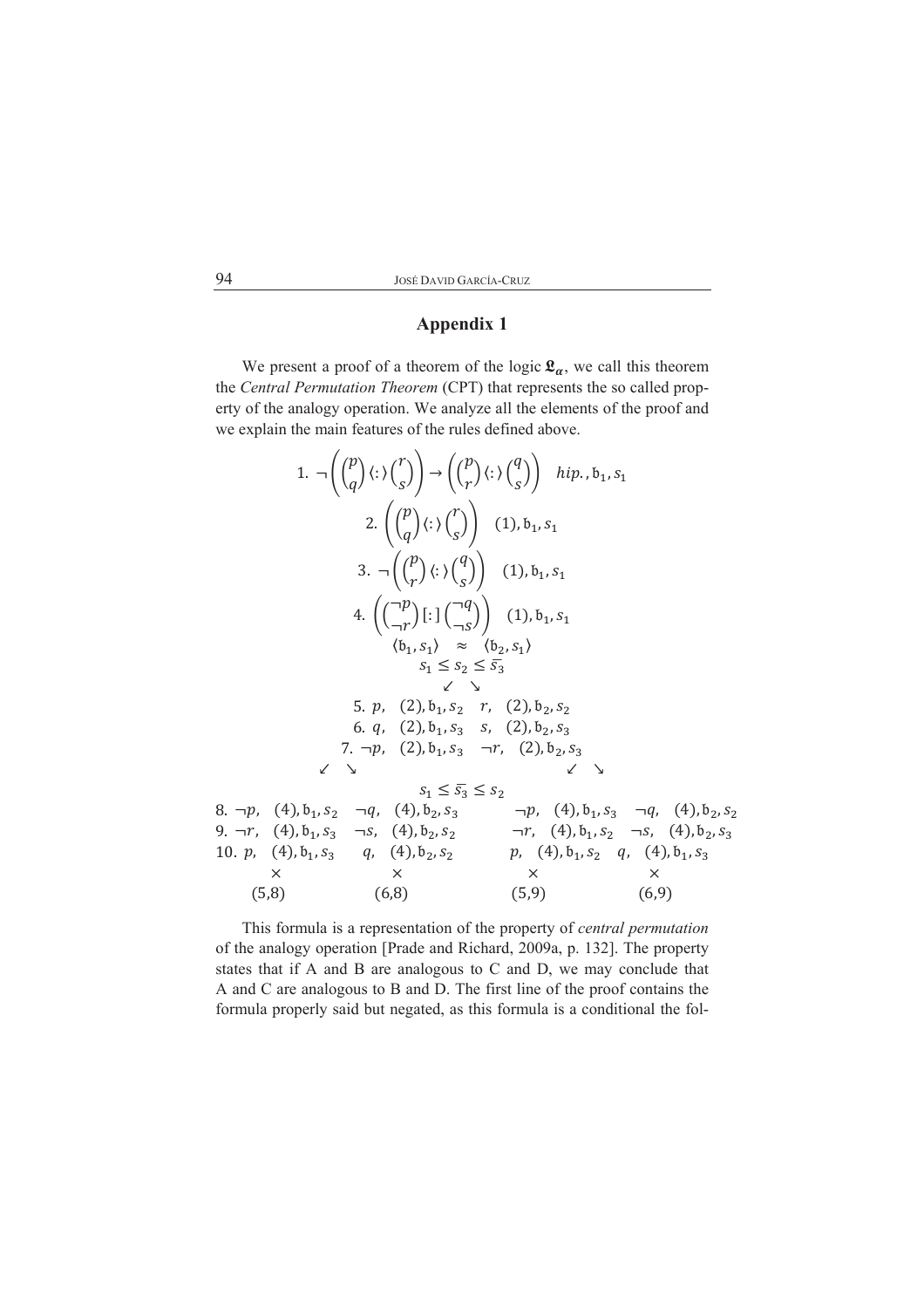## Appendix 1

We present a proof of a theorem of the logic $\mathfrak{L}_\alpha$, we call this theorem the *Central Permutation Theorem* (CPT) that represents the so called property of the analogy operation. We analyze all the elements of the proof and we explain the main features of the rules defined above.

$$1.\ \neg\left(\left(\binom{p}{q}\langle:\rangle\binom{r}{s}\right) \rightarrow \left(\binom{p}{r}\langle:\rangle\binom{q}{s}\right)\right) \quad hip., \mathfrak{b}_1, s_1$$

$$2.\ \left(\binom{p}{q}\langle:\rangle\binom{r}{s}\right) \quad (1), \mathfrak{b}_1, s_1$$

$$3.\ \neg\left(\binom{p}{r}\langle:\rangle\binom{q}{s}\right) \quad (1), \mathfrak{b}_1, s_1$$

$$4.\ \left(\binom{\neg p}{\neg r}[:]\binom{\neg q}{\neg s}\right) \quad (1), \mathfrak{b}_1, s_1$$

$$\langle \mathfrak{b}_1, s_1 \rangle \approx \langle \mathfrak{b}_2, s_1 \rangle$$

$$s_1 \leq s_2 \leq \overline{s_3}$$

$$\swarrow \quad \searrow$$

$$\begin{array}{ll} 5.\ p,\ (2), \mathfrak{b}_1, s_2 & r,\ (2), \mathfrak{b}_2, s_2 \\ 6.\ q,\ (2), \mathfrak{b}_1, s_3 & s,\ (2), \mathfrak{b}_2, s_3 \\ 7.\ \neg p,\ (2), \mathfrak{b}_1, s_3 & \neg r,\ (2), \mathfrak{b}_2, s_3 \end{array}$$

$$\swarrow \quad \searrow \qquad\qquad\qquad \swarrow \quad \searrow$$

$$s_1 \leq \overline{s_3} \leq s_2$$

$$\begin{array}{llll} 8.\ \neg p,\ (4), \mathfrak{b}_1, s_2 & \neg q,\ (4), \mathfrak{b}_2, s_3 & \neg p,\ (4), \mathfrak{b}_1, s_3 & \neg q,\ (4), \mathfrak{b}_2, s_2 \\ 9.\ \neg r,\ (4), \mathfrak{b}_1, s_3 & \neg s,\ (4), \mathfrak{b}_2, s_2 & \neg r,\ (4), \mathfrak{b}_1, s_2 & \neg s,\ (4), \mathfrak{b}_2, s_3 \\ 10.\ p,\ (4), \mathfrak{b}_1, s_3 & q,\ (4), \mathfrak{b}_2, s_2 & p,\ (4), \mathfrak{b}_1, s_2 & q,\ (4), \mathfrak{b}_1, s_3 \\ \times & \times & \times & \times \\ (5,8) & (6,8) & (5,9) & (6,9) \end{array}$$

This formula is a representation of the property of *central permutation* of the analogy operation [Prade and Richard, 2009a, p. 132]. The property states that if A and B are analogous to C and D, we may conclude that A and C are analogous to B and D. The first line of the proof contains the formula properly said but negated, as this formula is a conditional the fol-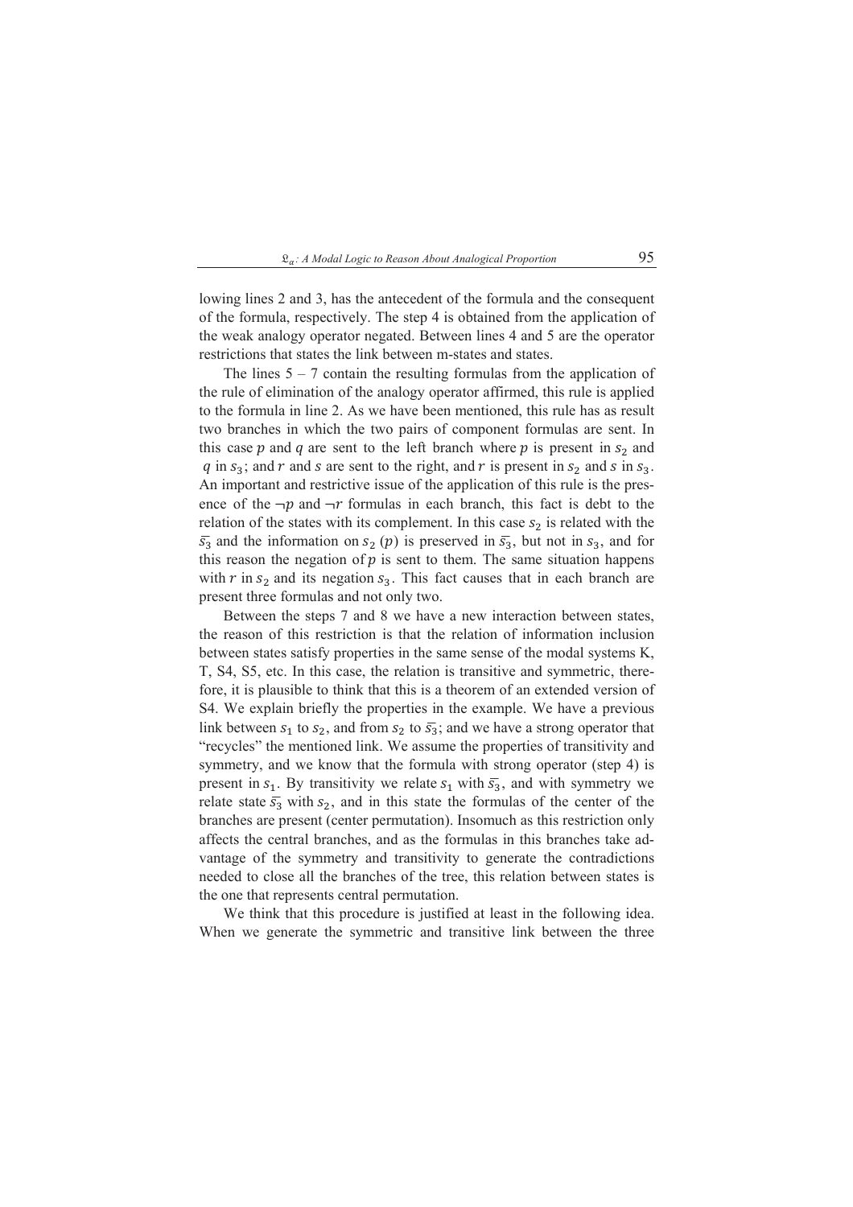lowing lines 2 and 3, has the antecedent of the formula and the consequent of the formula, respectively. The step 4 is obtained from the application of the weak analogy operator negated. Between lines 4 and 5 are the operator restrictions that states the link between m-states and states.

The lines 5 – 7 contain the resulting formulas from the application of the rule of elimination of the analogy operator affirmed, this rule is applied to the formula in line 2. As we have been mentioned, this rule has as result two branches in which the two pairs of component formulas are sent. In this case $p$ and $q$ are sent to the left branch where $p$ is present in $s_2$ and $q$ in $s_3$; and $r$ and $s$ are sent to the right, and $r$ is present in $s_2$ and $s$ in $s_3$. An important and restrictive issue of the application of this rule is the presence of the $\neg p$ and $\neg r$ formulas in each branch, this fact is debt to the relation of the states with its complement. In this case $s_2$ is related with the $\overline{s_3}$ and the information on $s_2$ $(p)$ is preserved in $\overline{s_3}$, but not in $s_3$, and for this reason the negation of $p$ is sent to them. The same situation happens with $r$ in $s_2$ and its negation $s_3$. This fact causes that in each branch are present three formulas and not only two.

Between the steps 7 and 8 we have a new interaction between states, the reason of this restriction is that the relation of information inclusion between states satisfy properties in the same sense of the modal systems K, T, S4, S5, etc. In this case, the relation is transitive and symmetric, therefore, it is plausible to think that this is a theorem of an extended version of S4. We explain briefly the properties in the example. We have a previous link between $s_1$ to $s_2$, and from $s_2$ to $\overline{s_3}$; and we have a strong operator that "recycles" the mentioned link. We assume the properties of transitivity and symmetry, and we know that the formula with strong operator (step 4) is present in $s_1$. By transitivity we relate $s_1$ with $\overline{s_3}$, and with symmetry we relate state $\overline{s_3}$ with $s_2$, and in this state the formulas of the center of the branches are present (center permutation). Insomuch as this restriction only affects the central branches, and as the formulas in this branches take advantage of the symmetry and transitivity to generate the contradictions needed to close all the branches of the tree, this relation between states is the one that represents central permutation.

We think that this procedure is justified at least in the following idea. When we generate the symmetric and transitive link between the three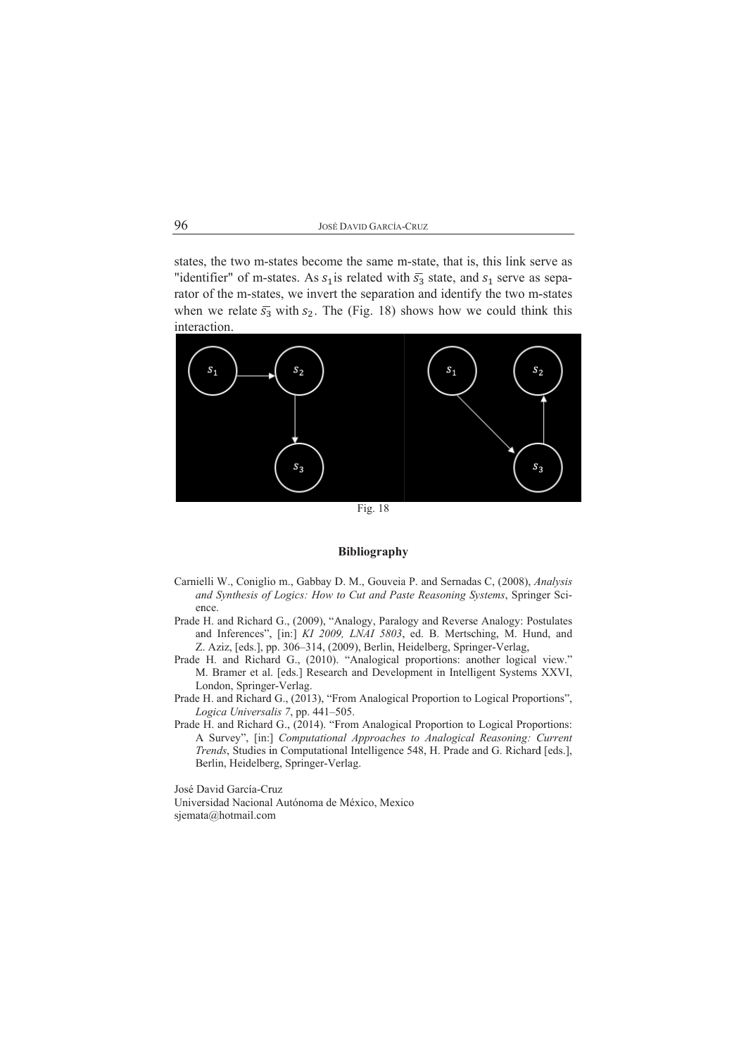states, the two m-states become the same m-state, that is, this link serve as "identifier" of m-states. As $s_1$ is related with $\bar{s_3}$ state, and $s_1$ serve as separator of the m-states, we invert the separation and identify the two m-states when we relate $\bar{s_3}$ with $s_2$. The (Fig. 18) shows how we could think this interaction.

$s_1$ $s_2$ $s_3$ $s_1$ $s_2$ $s_3$

Fig. 18

## Bibliography

Carnielli W., Coniglio m., Gabbay D. M., Gouveia P. and Sernadas C, (2008), *Analysis and Synthesis of Logics: How to Cut and Paste Reasoning Systems*, Springer Science.

Prade H. and Richard G., (2009), "Analogy, Paralogy and Reverse Analogy: Postulates and Inferences", [in:] *KI 2009, LNAI 5803*, ed. B. Mertsching, M. Hund, and Z. Aziz, [eds.], pp. 306–314, (2009), Berlin, Heidelberg, Springer-Verlag,

Prade H. and Richard G., (2010). "Analogical proportions: another logical view." M. Bramer et al. [eds.] Research and Development in Intelligent Systems XXVI, London, Springer-Verlag.

Prade H. and Richard G., (2013), "From Analogical Proportion to Logical Proportions", *Logica Universalis 7*, pp. 441–505.

Prade H. and Richard G., (2014). "From Analogical Proportion to Logical Proportions: A Survey", [in:] *Computational Approaches to Analogical Reasoning: Current Trends*, Studies in Computational Intelligence 548, H. Prade and G. Richard [eds.], Berlin, Heidelberg, Springer-Verlag.

José David García-Cruz
Universidad Nacional Autónoma de México, Mexico
sjemata@hotmail.com